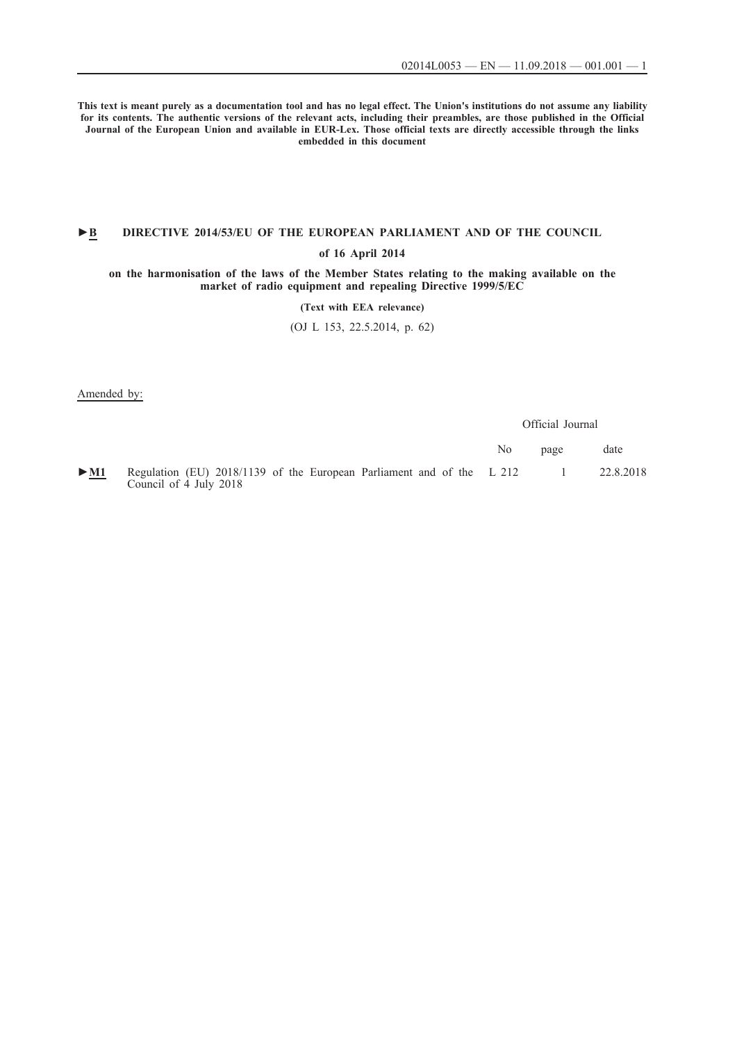**This text is meant purely as a documentation tool and has no legal effect. The Union's institutions do not assume any liability for its contents. The authentic versions of the relevant acts, including their preambles, are those published in the Official Journal of the European Union and available in EUR-Lex. Those official texts are directly accessible through the links embedded in this document**

# ►B DIRECTIVE 2014/53/EU OF THE EUROPEAN PARLIAMENT AND OF THE COUNCIL

**of 16 April 2014**

**on the harmonisation of the laws of the Member States relating to the making available on the market of radio equipment and repealing Directive 1999/5/EC**

**(Text with EEA relevance)**

(OJ L 153, 22.5.2014, p. 62)

Amended by:

| | | Official Journal | | |
|---|---|---|---|---|
| | | No | page | date |
| ►M1 | Regulation (EU) 2018/1139 of the European Parliament and of the Council of 4 July 2018 | L 212 | 1 | 22.8.2018 |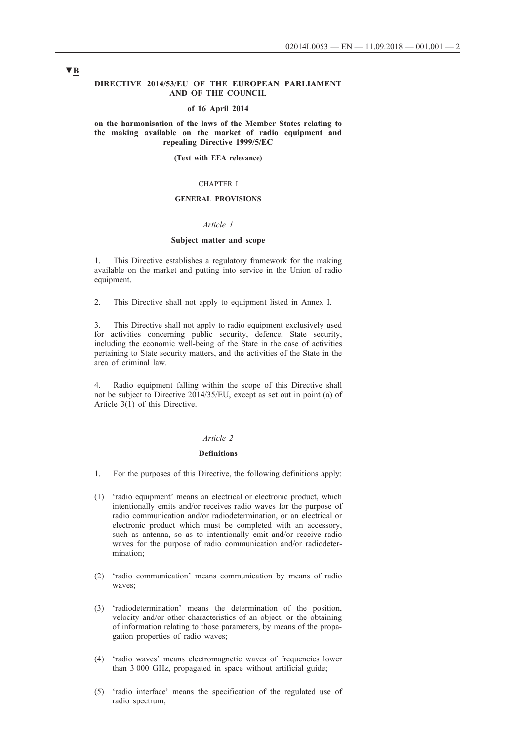▼B

**DIRECTIVE 2014/53/EU OF THE EUROPEAN PARLIAMENT AND OF THE COUNCIL**

**of 16 April 2014**

**on the harmonisation of the laws of the Member States relating to the making available on the market of radio equipment and repealing Directive 1999/5/EC**

**(Text with EEA relevance)**

CHAPTER I

**GENERAL PROVISIONS**

*Article 1*

**Subject matter and scope**

1. This Directive establishes a regulatory framework for the making available on the market and putting into service in the Union of radio equipment.

2. This Directive shall not apply to equipment listed in Annex I.

3. This Directive shall not apply to radio equipment exclusively used for activities concerning public security, defence, State security, including the economic well-being of the State in the case of activities pertaining to State security matters, and the activities of the State in the area of criminal law.

4. Radio equipment falling within the scope of this Directive shall not be subject to Directive 2014/35/EU, except as set out in point (a) of Article 3(1) of this Directive.

*Article 2*

**Definitions**

1. For the purposes of this Directive, the following definitions apply:

(1) 'radio equipment' means an electrical or electronic product, which intentionally emits and/or receives radio waves for the purpose of radio communication and/or radiodetermination, or an electrical or electronic product which must be completed with an accessory, such as antenna, so as to intentionally emit and/or receive radio waves for the purpose of radio communication and/or radiodetermination;

(2) 'radio communication' means communication by means of radio waves;

(3) 'radiodetermination' means the determination of the position, velocity and/or other characteristics of an object, or the obtaining of information relating to those parameters, by means of the propagation properties of radio waves;

(4) 'radio waves' means electromagnetic waves of frequencies lower than 3 000 GHz, propagated in space without artificial guide;

(5) 'radio interface' means the specification of the regulated use of radio spectrum;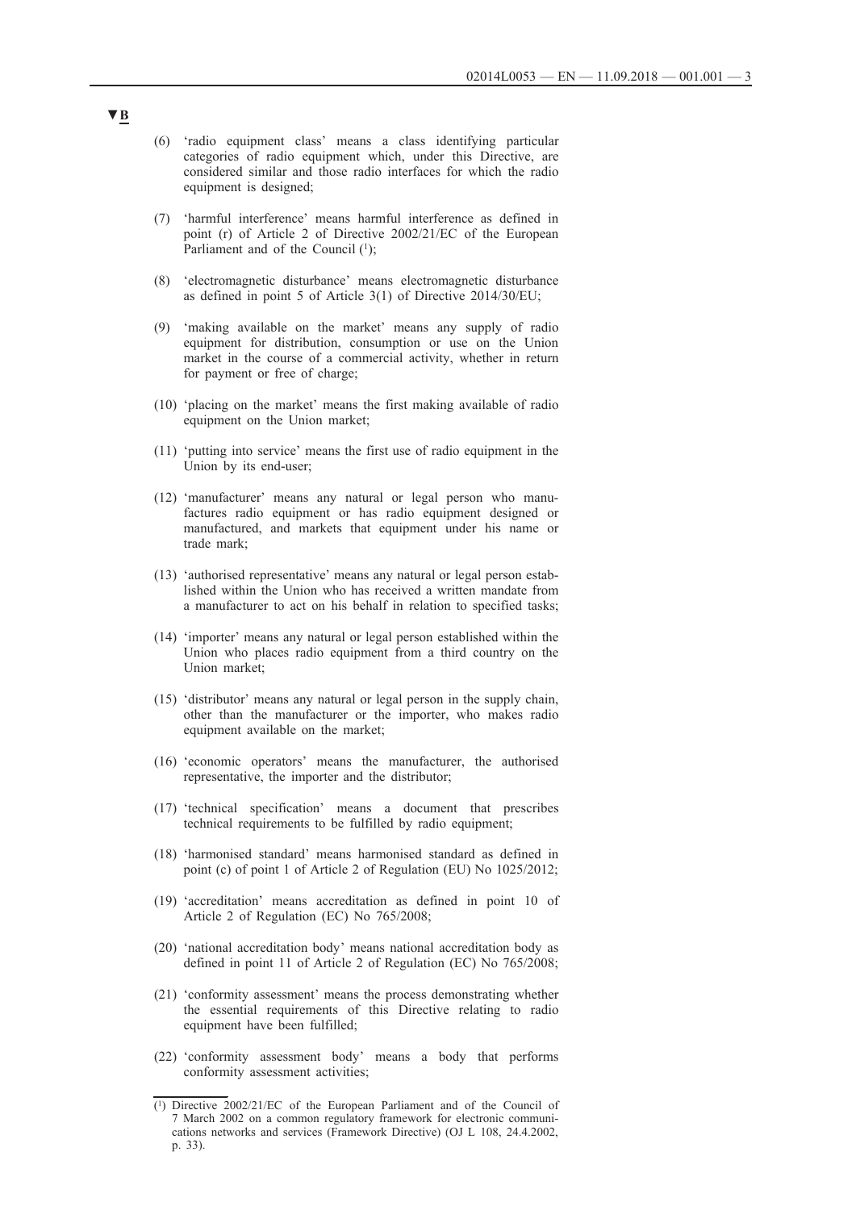▼B

(6) 'radio equipment class' means a class identifying particular categories of radio equipment which, under this Directive, are considered similar and those radio interfaces for which the radio equipment is designed;

(7) 'harmful interference' means harmful interference as defined in point (r) of Article 2 of Directive 2002/21/EC of the European Parliament and of the Council [1];

(8) 'electromagnetic disturbance' means electromagnetic disturbance as defined in point 5 of Article 3(1) of Directive 2014/30/EU;

(9) 'making available on the market' means any supply of radio equipment for distribution, consumption or use on the Union market in the course of a commercial activity, whether in return for payment or free of charge;

(10) 'placing on the market' means the first making available of radio equipment on the Union market;

(11) 'putting into service' means the first use of radio equipment in the Union by its end-user;

(12) 'manufacturer' means any natural or legal person who manufactures radio equipment or has radio equipment designed or manufactured, and markets that equipment under his name or trade mark;

(13) 'authorised representative' means any natural or legal person established within the Union who has received a written mandate from a manufacturer to act on his behalf in relation to specified tasks;

(14) 'importer' means any natural or legal person established within the Union who places radio equipment from a third country on the Union market;

(15) 'distributor' means any natural or legal person in the supply chain, other than the manufacturer or the importer, who makes radio equipment available on the market;

(16) 'economic operators' means the manufacturer, the authorised representative, the importer and the distributor;

(17) 'technical specification' means a document that prescribes technical requirements to be fulfilled by radio equipment;

(18) 'harmonised standard' means harmonised standard as defined in point (c) of point 1 of Article 2 of Regulation (EU) No 1025/2012;

(19) 'accreditation' means accreditation as defined in point 10 of Article 2 of Regulation (EC) No 765/2008;

(20) 'national accreditation body' means national accreditation body as defined in point 11 of Article 2 of Regulation (EC) No 765/2008;

(21) 'conformity assessment' means the process demonstrating whether the essential requirements of this Directive relating to radio equipment have been fulfilled;

(22) 'conformity assessment body' means a body that performs conformity assessment activities;

---

[1] Directive 2002/21/EC of the European Parliament and of the Council of 7 March 2002 on a common regulatory framework for electronic communications networks and services (Framework Directive) (OJ L 108, 24.4.2002, p. 33).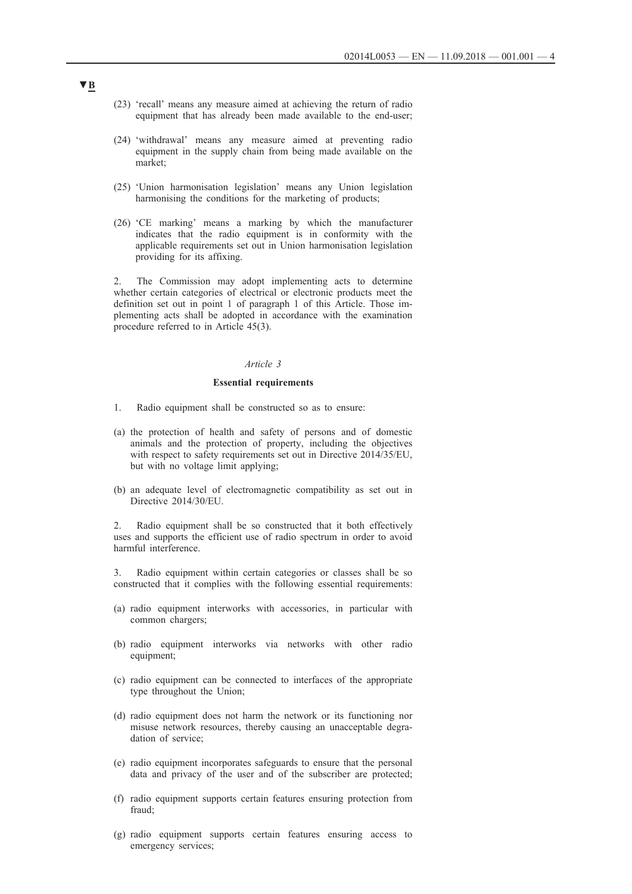▼B

(23) 'recall' means any measure aimed at achieving the return of radio equipment that has already been made available to the end-user;

(24) 'withdrawal' means any measure aimed at preventing radio equipment in the supply chain from being made available on the market;

(25) 'Union harmonisation legislation' means any Union legislation harmonising the conditions for the marketing of products;

(26) 'CE marking' means a marking by which the manufacturer indicates that the radio equipment is in conformity with the applicable requirements set out in Union harmonisation legislation providing for its affixing.

2. The Commission may adopt implementing acts to determine whether certain categories of electrical or electronic products meet the definition set out in point 1 of paragraph 1 of this Article. Those implementing acts shall be adopted in accordance with the examination procedure referred to in Article 45(3).

*Article 3*

**Essential requirements**

1. Radio equipment shall be constructed so as to ensure:

(a) the protection of health and safety of persons and of domestic animals and the protection of property, including the objectives with respect to safety requirements set out in Directive 2014/35/EU, but with no voltage limit applying;

(b) an adequate level of electromagnetic compatibility as set out in Directive 2014/30/EU.

2. Radio equipment shall be so constructed that it both effectively uses and supports the efficient use of radio spectrum in order to avoid harmful interference.

3. Radio equipment within certain categories or classes shall be so constructed that it complies with the following essential requirements:

(a) radio equipment interworks with accessories, in particular with common chargers;

(b) radio equipment interworks via networks with other radio equipment;

(c) radio equipment can be connected to interfaces of the appropriate type throughout the Union;

(d) radio equipment does not harm the network or its functioning nor misuse network resources, thereby causing an unacceptable degradation of service;

(e) radio equipment incorporates safeguards to ensure that the personal data and privacy of the user and of the subscriber are protected;

(f) radio equipment supports certain features ensuring protection from fraud;

(g) radio equipment supports certain features ensuring access to emergency services;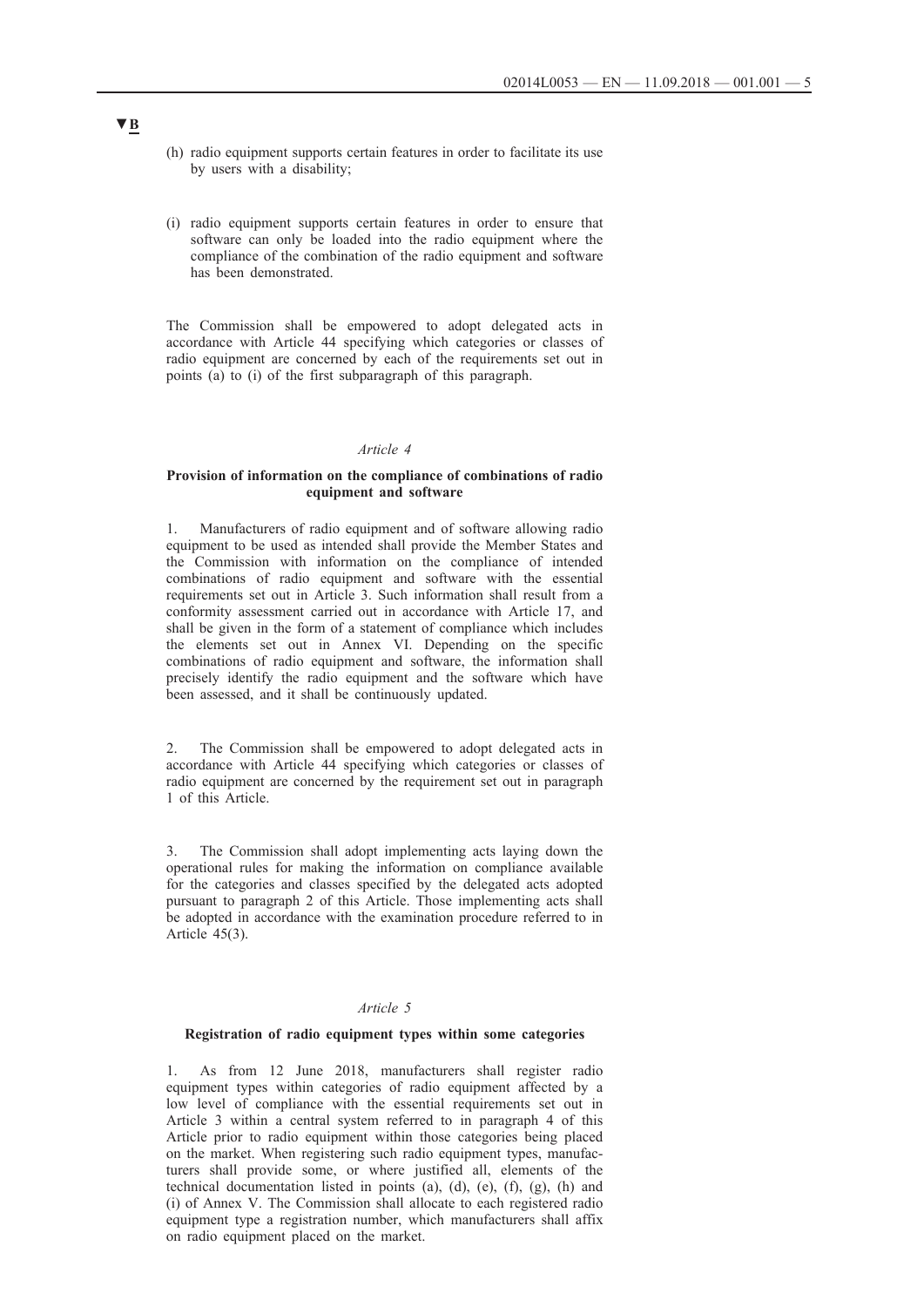▼B

(h) radio equipment supports certain features in order to facilitate its use by users with a disability;

(i) radio equipment supports certain features in order to ensure that software can only be loaded into the radio equipment where the compliance of the combination of the radio equipment and software has been demonstrated.

The Commission shall be empowered to adopt delegated acts in accordance with Article 44 specifying which categories or classes of radio equipment are concerned by each of the requirements set out in points (a) to (i) of the first subparagraph of this paragraph.

*Article 4*

**Provision of information on the compliance of combinations of radio equipment and software**

1. Manufacturers of radio equipment and of software allowing radio equipment to be used as intended shall provide the Member States and the Commission with information on the compliance of intended combinations of radio equipment and software with the essential requirements set out in Article 3. Such information shall result from a conformity assessment carried out in accordance with Article 17, and shall be given in the form of a statement of compliance which includes the elements set out in Annex VI. Depending on the specific combinations of radio equipment and software, the information shall precisely identify the radio equipment and the software which have been assessed, and it shall be continuously updated.

2. The Commission shall be empowered to adopt delegated acts in accordance with Article 44 specifying which categories or classes of radio equipment are concerned by the requirement set out in paragraph 1 of this Article.

3. The Commission shall adopt implementing acts laying down the operational rules for making the information on compliance available for the categories and classes specified by the delegated acts adopted pursuant to paragraph 2 of this Article. Those implementing acts shall be adopted in accordance with the examination procedure referred to in Article 45(3).

*Article 5*

**Registration of radio equipment types within some categories**

1. As from 12 June 2018, manufacturers shall register radio equipment types within categories of radio equipment affected by a low level of compliance with the essential requirements set out in Article 3 within a central system referred to in paragraph 4 of this Article prior to radio equipment within those categories being placed on the market. When registering such radio equipment types, manufacturers shall provide some, or where justified all, elements of the technical documentation listed in points (a), (d), (e), (f), (g), (h) and (i) of Annex V. The Commission shall allocate to each registered radio equipment type a registration number, which manufacturers shall affix on radio equipment placed on the market.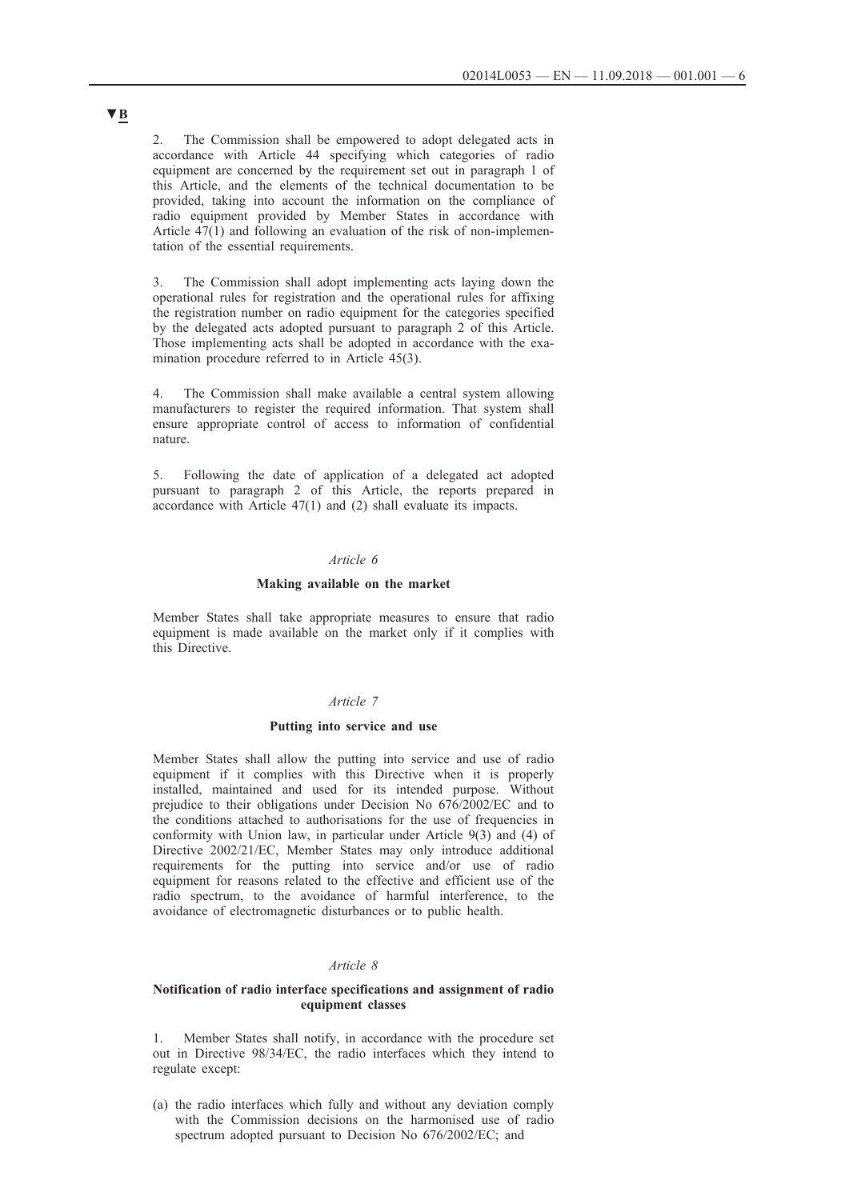▼B

2. The Commission shall be empowered to adopt delegated acts in accordance with Article 44 specifying which categories of radio equipment are concerned by the requirement set out in paragraph 1 of this Article, and the elements of the technical documentation to be provided, taking into account the information on the compliance of radio equipment provided by Member States in accordance with Article 47(1) and following an evaluation of the risk of non-implementation of the essential requirements.

3. The Commission shall adopt implementing acts laying down the operational rules for registration and the operational rules for affixing the registration number on radio equipment for the categories specified by the delegated acts adopted pursuant to paragraph 2 of this Article. Those implementing acts shall be adopted in accordance with the examination procedure referred to in Article 45(3).

4. The Commission shall make available a central system allowing manufacturers to register the required information. That system shall ensure appropriate control of access to information of confidential nature.

5. Following the date of application of a delegated act adopted pursuant to paragraph 2 of this Article, the reports prepared in accordance with Article 47(1) and (2) shall evaluate its impacts.

*Article 6*

**Making available on the market**

Member States shall take appropriate measures to ensure that radio equipment is made available on the market only if it complies with this Directive.

*Article 7*

**Putting into service and use**

Member States shall allow the putting into service and use of radio equipment if it complies with this Directive when it is properly installed, maintained and used for its intended purpose. Without prejudice to their obligations under Decision No 676/2002/EC and to the conditions attached to authorisations for the use of frequencies in conformity with Union law, in particular under Article 9(3) and (4) of Directive 2002/21/EC, Member States may only introduce additional requirements for the putting into service and/or use of radio equipment for reasons related to the effective and efficient use of the radio spectrum, to the avoidance of harmful interference, to the avoidance of electromagnetic disturbances or to public health.

*Article 8*

**Notification of radio interface specifications and assignment of radio equipment classes**

1. Member States shall notify, in accordance with the procedure set out in Directive 98/34/EC, the radio interfaces which they intend to regulate except:

(a) the radio interfaces which fully and without any deviation comply with the Commission decisions on the harmonised use of radio spectrum adopted pursuant to Decision No 676/2002/EC; and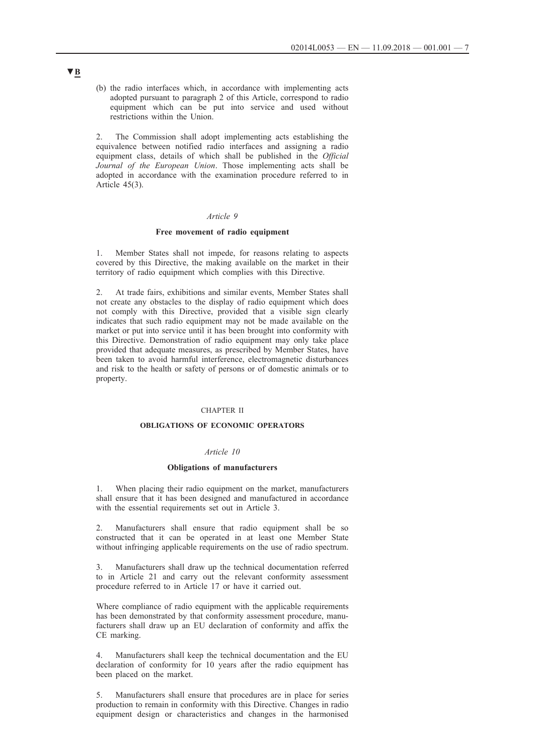▼B

(b) the radio interfaces which, in accordance with implementing acts adopted pursuant to paragraph 2 of this Article, correspond to radio equipment which can be put into service and used without restrictions within the Union.

2. The Commission shall adopt implementing acts establishing the equivalence between notified radio interfaces and assigning a radio equipment class, details of which shall be published in the *Official Journal of the European Union*. Those implementing acts shall be adopted in accordance with the examination procedure referred to in Article 45(3).

*Article 9*

**Free movement of radio equipment**

1. Member States shall not impede, for reasons relating to aspects covered by this Directive, the making available on the market in their territory of radio equipment which complies with this Directive.

2. At trade fairs, exhibitions and similar events, Member States shall not create any obstacles to the display of radio equipment which does not comply with this Directive, provided that a visible sign clearly indicates that such radio equipment may not be made available on the market or put into service until it has been brought into conformity with this Directive. Demonstration of radio equipment may only take place provided that adequate measures, as prescribed by Member States, have been taken to avoid harmful interference, electromagnetic disturbances and risk to the health or safety of persons or of domestic animals or to property.

CHAPTER II

**OBLIGATIONS OF ECONOMIC OPERATORS**

*Article 10*

**Obligations of manufacturers**

1. When placing their radio equipment on the market, manufacturers shall ensure that it has been designed and manufactured in accordance with the essential requirements set out in Article 3.

2. Manufacturers shall ensure that radio equipment shall be so constructed that it can be operated in at least one Member State without infringing applicable requirements on the use of radio spectrum.

3. Manufacturers shall draw up the technical documentation referred to in Article 21 and carry out the relevant conformity assessment procedure referred to in Article 17 or have it carried out.

Where compliance of radio equipment with the applicable requirements has been demonstrated by that conformity assessment procedure, manufacturers shall draw up an EU declaration of conformity and affix the CE marking.

4. Manufacturers shall keep the technical documentation and the EU declaration of conformity for 10 years after the radio equipment has been placed on the market.

5. Manufacturers shall ensure that procedures are in place for series production to remain in conformity with this Directive. Changes in radio equipment design or characteristics and changes in the harmonised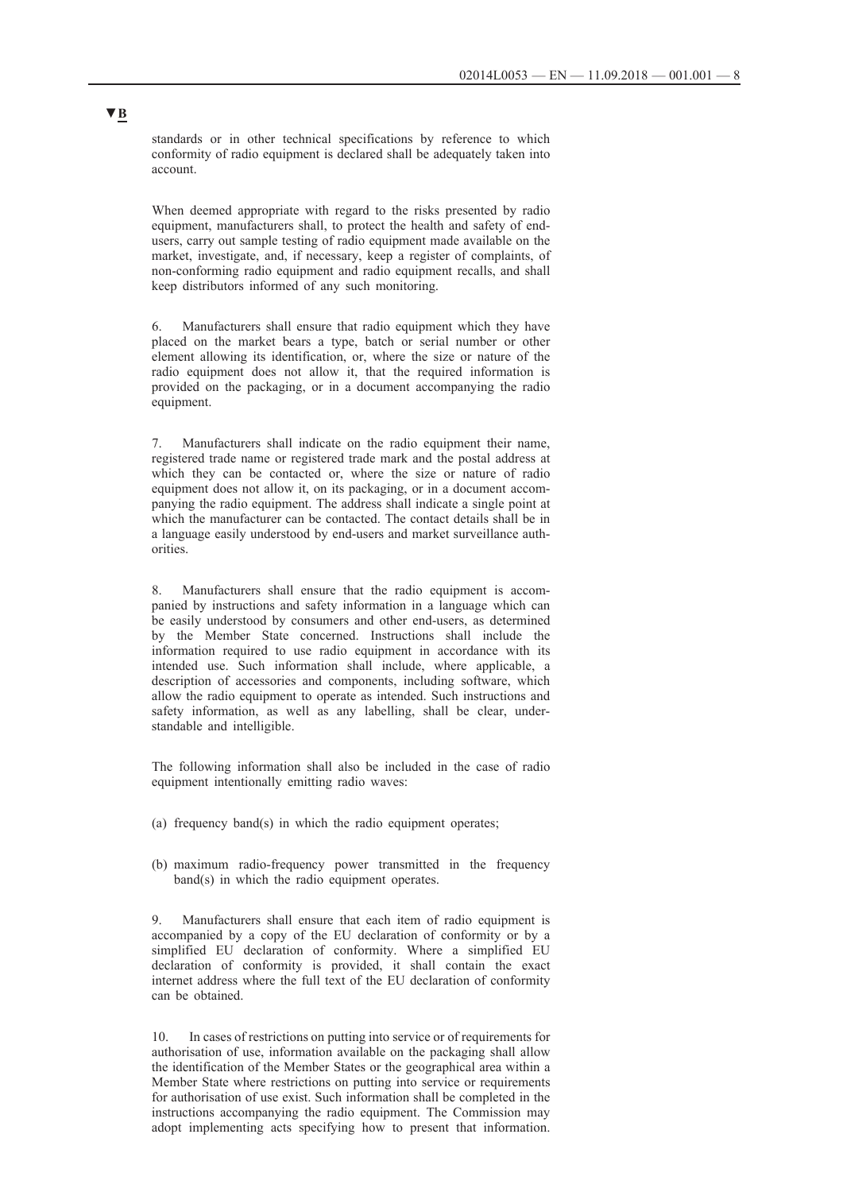▼B

standards or in other technical specifications by reference to which conformity of radio equipment is declared shall be adequately taken into account.

When deemed appropriate with regard to the risks presented by radio equipment, manufacturers shall, to protect the health and safety of end-users, carry out sample testing of radio equipment made available on the market, investigate, and, if necessary, keep a register of complaints, of non-conforming radio equipment and radio equipment recalls, and shall keep distributors informed of any such monitoring.

6. Manufacturers shall ensure that radio equipment which they have placed on the market bears a type, batch or serial number or other element allowing its identification, or, where the size or nature of the radio equipment does not allow it, that the required information is provided on the packaging, or in a document accompanying the radio equipment.

7. Manufacturers shall indicate on the radio equipment their name, registered trade name or registered trade mark and the postal address at which they can be contacted or, where the size or nature of radio equipment does not allow it, on its packaging, or in a document accompanying the radio equipment. The address shall indicate a single point at which the manufacturer can be contacted. The contact details shall be in a language easily understood by end-users and market surveillance authorities.

8. Manufacturers shall ensure that the radio equipment is accompanied by instructions and safety information in a language which can be easily understood by consumers and other end-users, as determined by the Member State concerned. Instructions shall include the information required to use radio equipment in accordance with its intended use. Such information shall include, where applicable, a description of accessories and components, including software, which allow the radio equipment to operate as intended. Such instructions and safety information, as well as any labelling, shall be clear, understandable and intelligible.

The following information shall also be included in the case of radio equipment intentionally emitting radio waves:

(a) frequency band(s) in which the radio equipment operates;

(b) maximum radio-frequency power transmitted in the frequency band(s) in which the radio equipment operates.

9. Manufacturers shall ensure that each item of radio equipment is accompanied by a copy of the EU declaration of conformity or by a simplified EU declaration of conformity. Where a simplified EU declaration of conformity is provided, it shall contain the exact internet address where the full text of the EU declaration of conformity can be obtained.

10. In cases of restrictions on putting into service or of requirements for authorisation of use, information available on the packaging shall allow the identification of the Member States or the geographical area within a Member State where restrictions on putting into service or requirements for authorisation of use exist. Such information shall be completed in the instructions accompanying the radio equipment. The Commission may adopt implementing acts specifying how to present that information.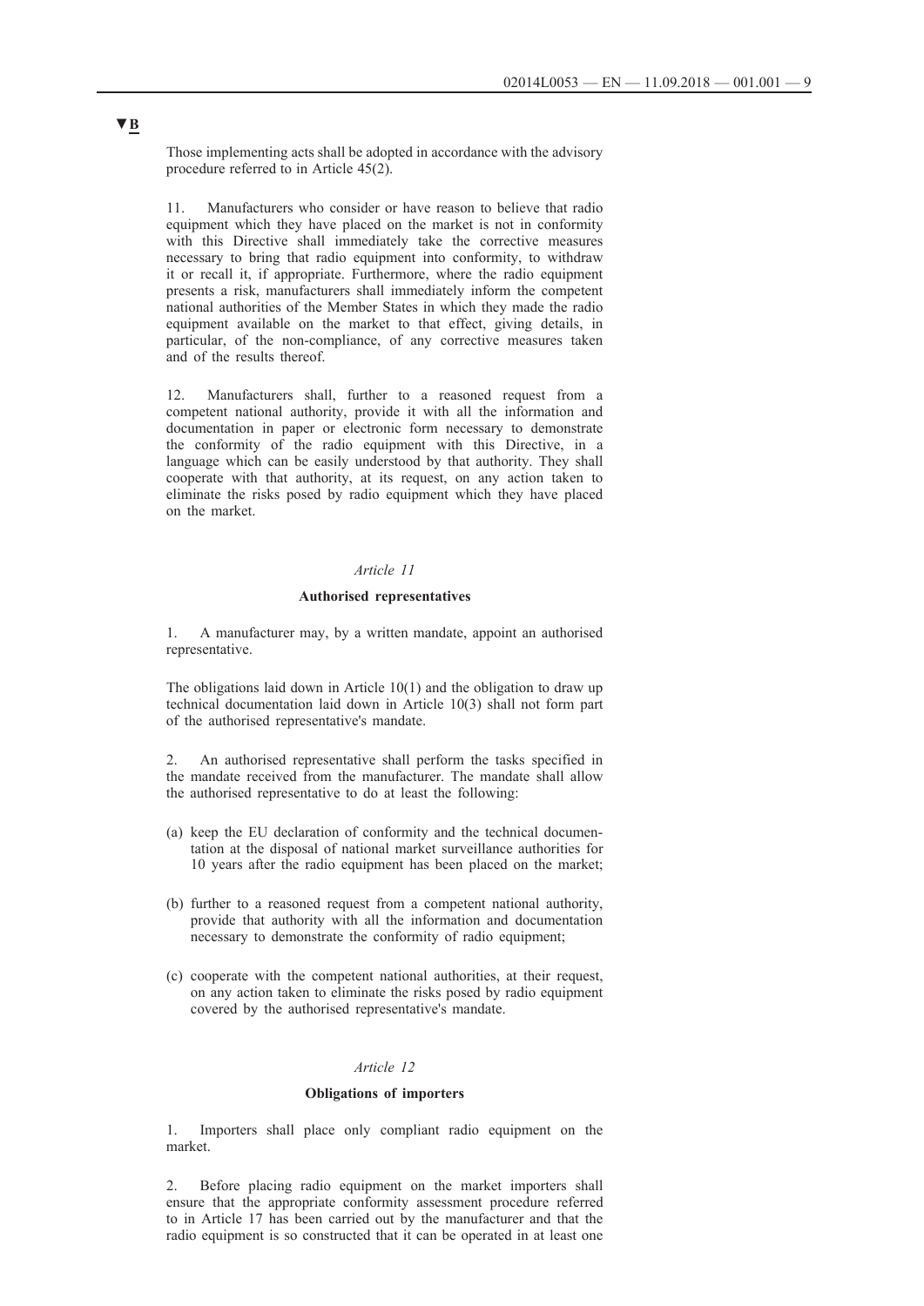▼B

Those implementing acts shall be adopted in accordance with the advisory procedure referred to in Article 45(2).

11. Manufacturers who consider or have reason to believe that radio equipment which they have placed on the market is not in conformity with this Directive shall immediately take the corrective measures necessary to bring that radio equipment into conformity, to withdraw it or recall it, if appropriate. Furthermore, where the radio equipment presents a risk, manufacturers shall immediately inform the competent national authorities of the Member States in which they made the radio equipment available on the market to that effect, giving details, in particular, of the non-compliance, of any corrective measures taken and of the results thereof.

12. Manufacturers shall, further to a reasoned request from a competent national authority, provide it with all the information and documentation in paper or electronic form necessary to demonstrate the conformity of the radio equipment with this Directive, in a language which can be easily understood by that authority. They shall cooperate with that authority, at its request, on any action taken to eliminate the risks posed by radio equipment which they have placed on the market.

*Article 11*

**Authorised representatives**

1. A manufacturer may, by a written mandate, appoint an authorised representative.

The obligations laid down in Article 10(1) and the obligation to draw up technical documentation laid down in Article 10(3) shall not form part of the authorised representative's mandate.

2. An authorised representative shall perform the tasks specified in the mandate received from the manufacturer. The mandate shall allow the authorised representative to do at least the following:

(a) keep the EU declaration of conformity and the technical documentation at the disposal of national market surveillance authorities for 10 years after the radio equipment has been placed on the market;

(b) further to a reasoned request from a competent national authority, provide that authority with all the information and documentation necessary to demonstrate the conformity of radio equipment;

(c) cooperate with the competent national authorities, at their request, on any action taken to eliminate the risks posed by radio equipment covered by the authorised representative's mandate.

*Article 12*

**Obligations of importers**

1. Importers shall place only compliant radio equipment on the market.

2. Before placing radio equipment on the market importers shall ensure that the appropriate conformity assessment procedure referred to in Article 17 has been carried out by the manufacturer and that the radio equipment is so constructed that it can be operated in at least one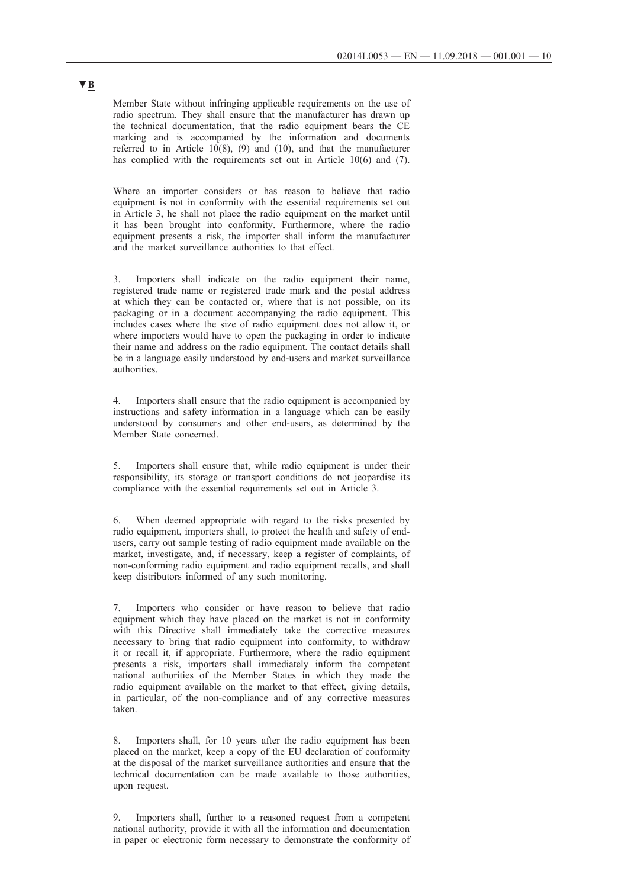**▼B**

Member State without infringing applicable requirements on the use of radio spectrum. They shall ensure that the manufacturer has drawn up the technical documentation, that the radio equipment bears the CE marking and is accompanied by the information and documents referred to in Article 10(8), (9) and (10), and that the manufacturer has complied with the requirements set out in Article 10(6) and (7).

Where an importer considers or has reason to believe that radio equipment is not in conformity with the essential requirements set out in Article 3, he shall not place the radio equipment on the market until it has been brought into conformity. Furthermore, where the radio equipment presents a risk, the importer shall inform the manufacturer and the market surveillance authorities to that effect.

3. Importers shall indicate on the radio equipment their name, registered trade name or registered trade mark and the postal address at which they can be contacted or, where that is not possible, on its packaging or in a document accompanying the radio equipment. This includes cases where the size of radio equipment does not allow it, or where importers would have to open the packaging in order to indicate their name and address on the radio equipment. The contact details shall be in a language easily understood by end-users and market surveillance authorities.

4. Importers shall ensure that the radio equipment is accompanied by instructions and safety information in a language which can be easily understood by consumers and other end-users, as determined by the Member State concerned.

5. Importers shall ensure that, while radio equipment is under their responsibility, its storage or transport conditions do not jeopardise its compliance with the essential requirements set out in Article 3.

6. When deemed appropriate with regard to the risks presented by radio equipment, importers shall, to protect the health and safety of end-users, carry out sample testing of radio equipment made available on the market, investigate, and, if necessary, keep a register of complaints, of non-conforming radio equipment and radio equipment recalls, and shall keep distributors informed of any such monitoring.

7. Importers who consider or have reason to believe that radio equipment which they have placed on the market is not in conformity with this Directive shall immediately take the corrective measures necessary to bring that radio equipment into conformity, to withdraw it or recall it, if appropriate. Furthermore, where the radio equipment presents a risk, importers shall immediately inform the competent national authorities of the Member States in which they made the radio equipment available on the market to that effect, giving details, in particular, of the non-compliance and of any corrective measures taken.

8. Importers shall, for 10 years after the radio equipment has been placed on the market, keep a copy of the EU declaration of conformity at the disposal of the market surveillance authorities and ensure that the technical documentation can be made available to those authorities, upon request.

9. Importers shall, further to a reasoned request from a competent national authority, provide it with all the information and documentation in paper or electronic form necessary to demonstrate the conformity of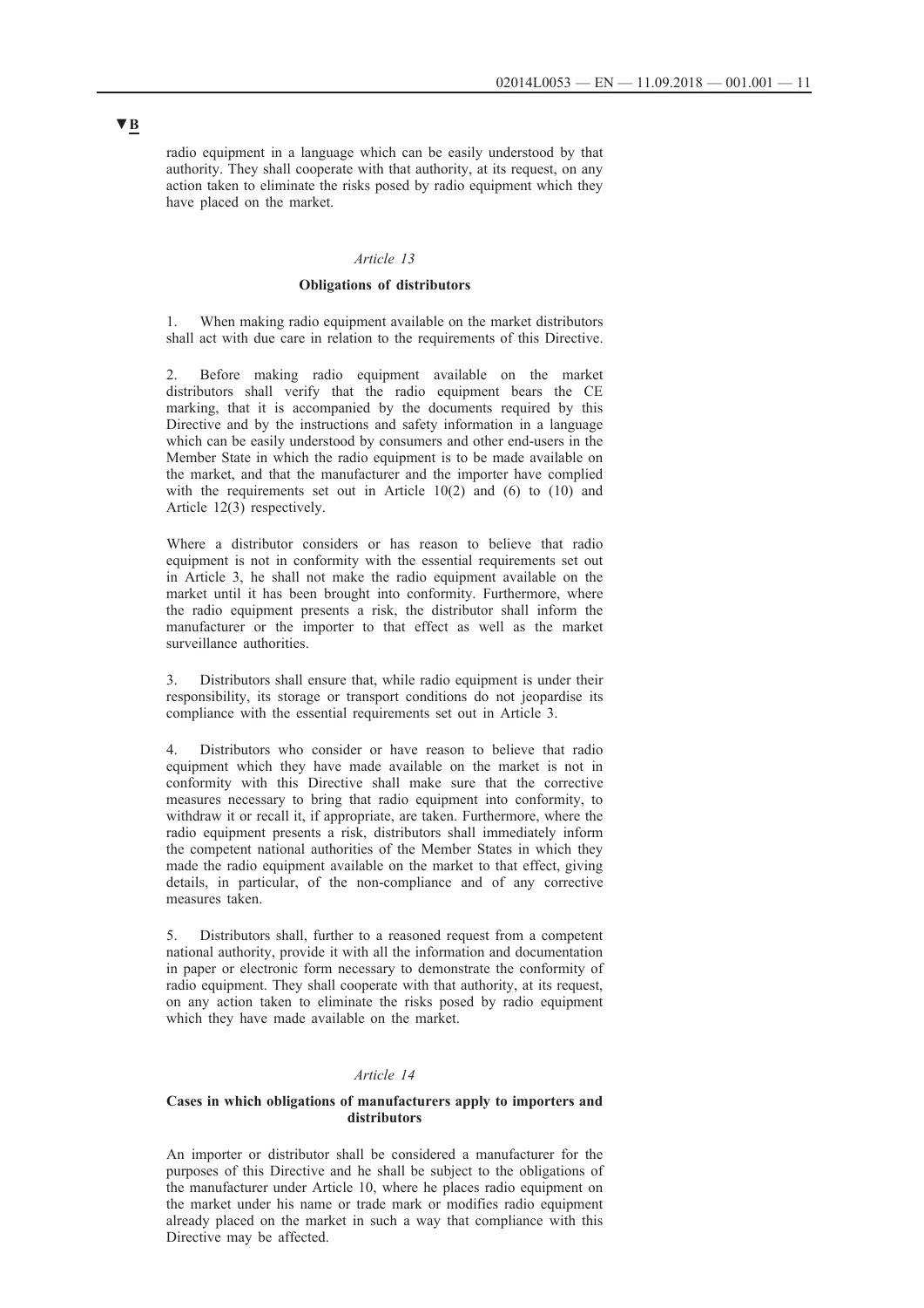radio equipment in a language which can be easily understood by that authority. They shall cooperate with that authority, at its request, on any action taken to eliminate the risks posed by radio equipment which they have placed on the market.

*Article 13*

**Obligations of distributors**

1. When making radio equipment available on the market distributors shall act with due care in relation to the requirements of this Directive.

2. Before making radio equipment available on the market distributors shall verify that the radio equipment bears the CE marking, that it is accompanied by the documents required by this Directive and by the instructions and safety information in a language which can be easily understood by consumers and other end-users in the Member State in which the radio equipment is to be made available on the market, and that the manufacturer and the importer have complied with the requirements set out in Article 10(2) and (6) to (10) and Article 12(3) respectively.

Where a distributor considers or has reason to believe that radio equipment is not in conformity with the essential requirements set out in Article 3, he shall not make the radio equipment available on the market until it has been brought into conformity. Furthermore, where the radio equipment presents a risk, the distributor shall inform the manufacturer or the importer to that effect as well as the market surveillance authorities.

3. Distributors shall ensure that, while radio equipment is under their responsibility, its storage or transport conditions do not jeopardise its compliance with the essential requirements set out in Article 3.

4. Distributors who consider or have reason to believe that radio equipment which they have made available on the market is not in conformity with this Directive shall make sure that the corrective measures necessary to bring that radio equipment into conformity, to withdraw it or recall it, if appropriate, are taken. Furthermore, where the radio equipment presents a risk, distributors shall immediately inform the competent national authorities of the Member States in which they made the radio equipment available on the market to that effect, giving details, in particular, of the non-compliance and of any corrective measures taken.

5. Distributors shall, further to a reasoned request from a competent national authority, provide it with all the information and documentation in paper or electronic form necessary to demonstrate the conformity of radio equipment. They shall cooperate with that authority, at its request, on any action taken to eliminate the risks posed by radio equipment which they have made available on the market.

*Article 14*

**Cases in which obligations of manufacturers apply to importers and distributors**

An importer or distributor shall be considered a manufacturer for the purposes of this Directive and he shall be subject to the obligations of the manufacturer under Article 10, where he places radio equipment on the market under his name or trade mark or modifies radio equipment already placed on the market in such a way that compliance with this Directive may be affected.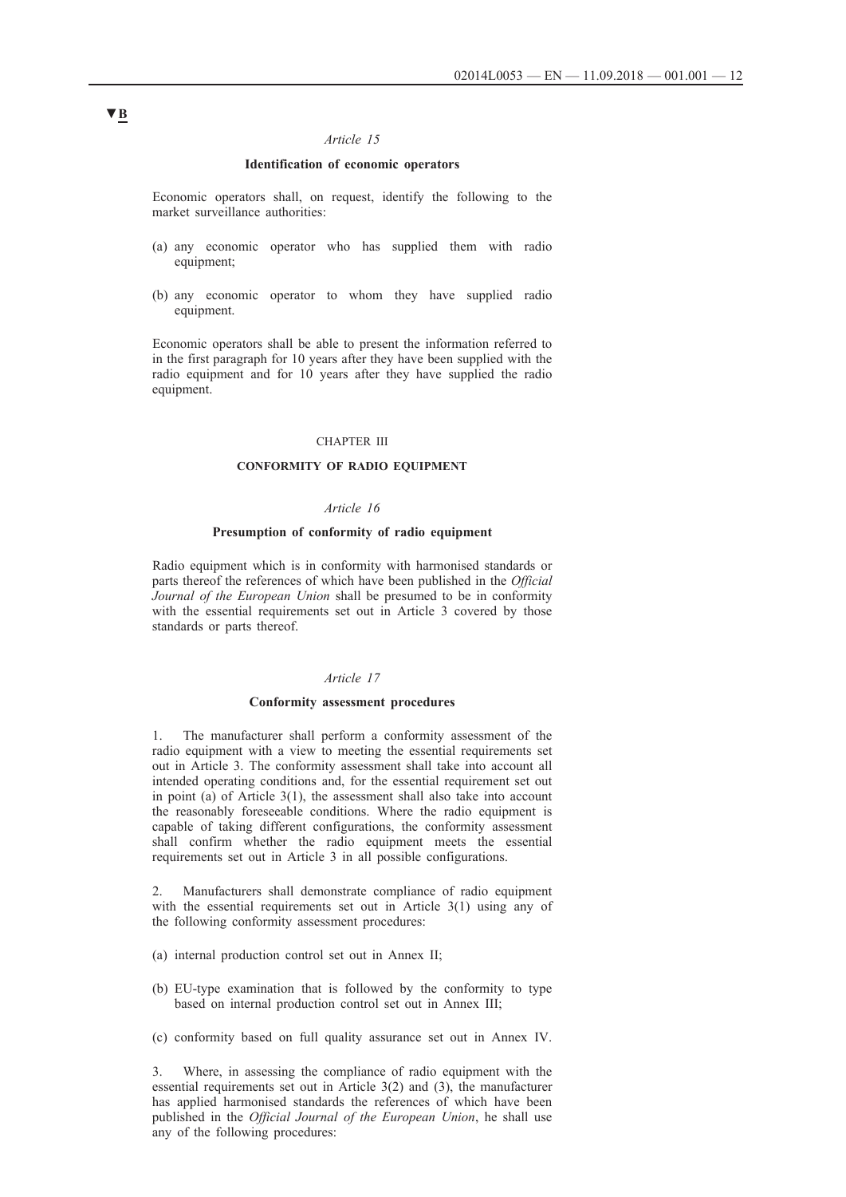▼B

*Article 15*

**Identification of economic operators**

Economic operators shall, on request, identify the following to the market surveillance authorities:

(a) any economic operator who has supplied them with radio equipment;

(b) any economic operator to whom they have supplied radio equipment.

Economic operators shall be able to present the information referred to in the first paragraph for 10 years after they have been supplied with the radio equipment and for 10 years after they have supplied the radio equipment.

CHAPTER III

**CONFORMITY OF RADIO EQUIPMENT**

*Article 16*

**Presumption of conformity of radio equipment**

Radio equipment which is in conformity with harmonised standards or parts thereof the references of which have been published in the *Official Journal of the European Union* shall be presumed to be in conformity with the essential requirements set out in Article 3 covered by those standards or parts thereof.

*Article 17*

**Conformity assessment procedures**

1. The manufacturer shall perform a conformity assessment of the radio equipment with a view to meeting the essential requirements set out in Article 3. The conformity assessment shall take into account all intended operating conditions and, for the essential requirement set out in point (a) of Article 3(1), the assessment shall also take into account the reasonably foreseeable conditions. Where the radio equipment is capable of taking different configurations, the conformity assessment shall confirm whether the radio equipment meets the essential requirements set out in Article 3 in all possible configurations.

2. Manufacturers shall demonstrate compliance of radio equipment with the essential requirements set out in Article 3(1) using any of the following conformity assessment procedures:

(a) internal production control set out in Annex II;

(b) EU-type examination that is followed by the conformity to type based on internal production control set out in Annex III;

(c) conformity based on full quality assurance set out in Annex IV.

3. Where, in assessing the compliance of radio equipment with the essential requirements set out in Article 3(2) and (3), the manufacturer has applied harmonised standards the references of which have been published in the *Official Journal of the European Union*, he shall use any of the following procedures: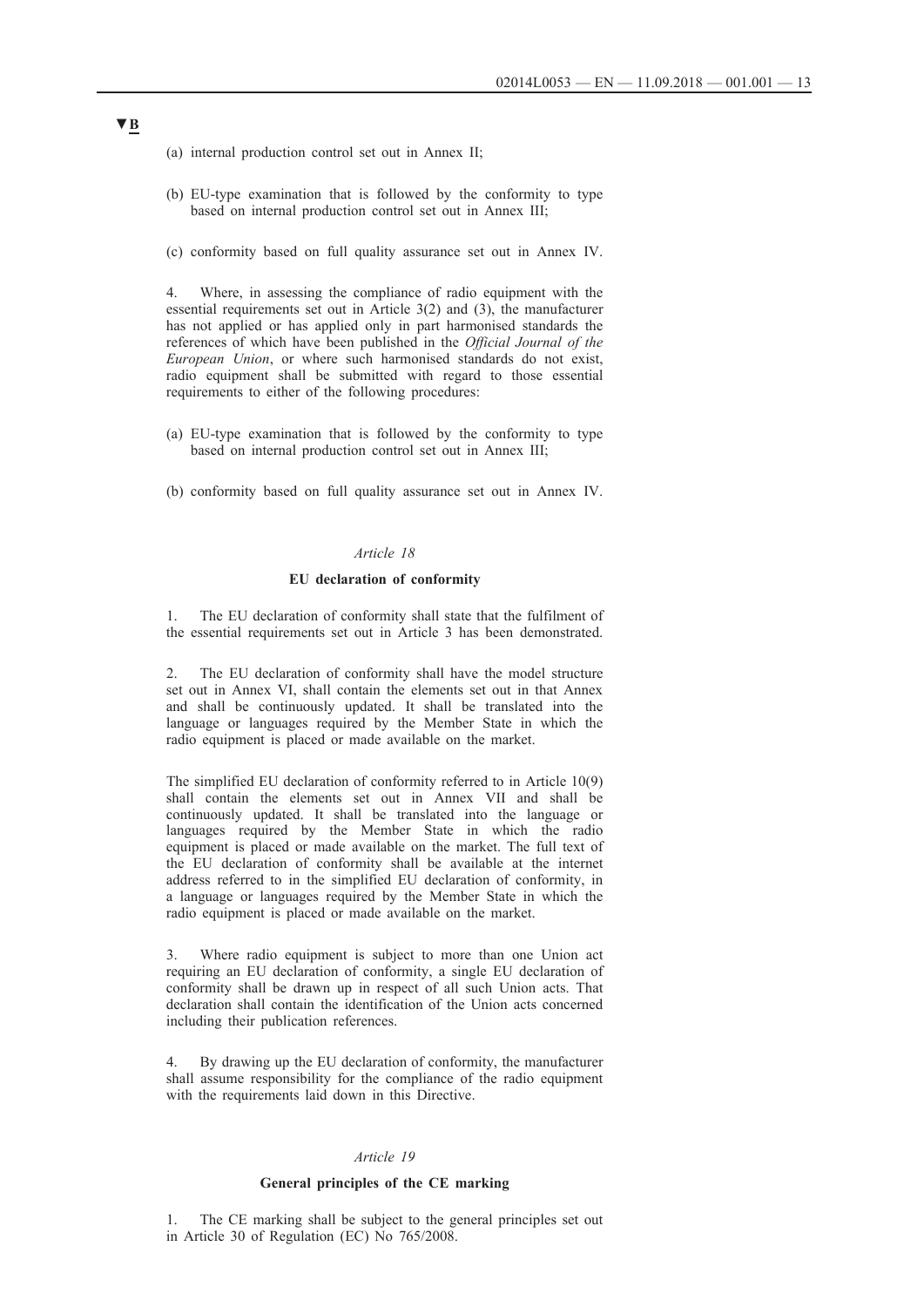▼B

(a) internal production control set out in Annex II;

(b) EU-type examination that is followed by the conformity to type based on internal production control set out in Annex III;

(c) conformity based on full quality assurance set out in Annex IV.

4. Where, in assessing the compliance of radio equipment with the essential requirements set out in Article 3(2) and (3), the manufacturer has not applied or has applied only in part harmonised standards the references of which have been published in the *Official Journal of the European Union*, or where such harmonised standards do not exist, radio equipment shall be submitted with regard to those essential requirements to either of the following procedures:

(a) EU-type examination that is followed by the conformity to type based on internal production control set out in Annex III;

(b) conformity based on full quality assurance set out in Annex IV.

*Article 18*

**EU declaration of conformity**

1. The EU declaration of conformity shall state that the fulfilment of the essential requirements set out in Article 3 has been demonstrated.

2. The EU declaration of conformity shall have the model structure set out in Annex VI, shall contain the elements set out in that Annex and shall be continuously updated. It shall be translated into the language or languages required by the Member State in which the radio equipment is placed or made available on the market.

The simplified EU declaration of conformity referred to in Article 10(9) shall contain the elements set out in Annex VII and shall be continuously updated. It shall be translated into the language or languages required by the Member State in which the radio equipment is placed or made available on the market. The full text of the EU declaration of conformity shall be available at the internet address referred to in the simplified EU declaration of conformity, in a language or languages required by the Member State in which the radio equipment is placed or made available on the market.

3. Where radio equipment is subject to more than one Union act requiring an EU declaration of conformity, a single EU declaration of conformity shall be drawn up in respect of all such Union acts. That declaration shall contain the identification of the Union acts concerned including their publication references.

4. By drawing up the EU declaration of conformity, the manufacturer shall assume responsibility for the compliance of the radio equipment with the requirements laid down in this Directive.

*Article 19*

**General principles of the CE marking**

1. The CE marking shall be subject to the general principles set out in Article 30 of Regulation (EC) No 765/2008.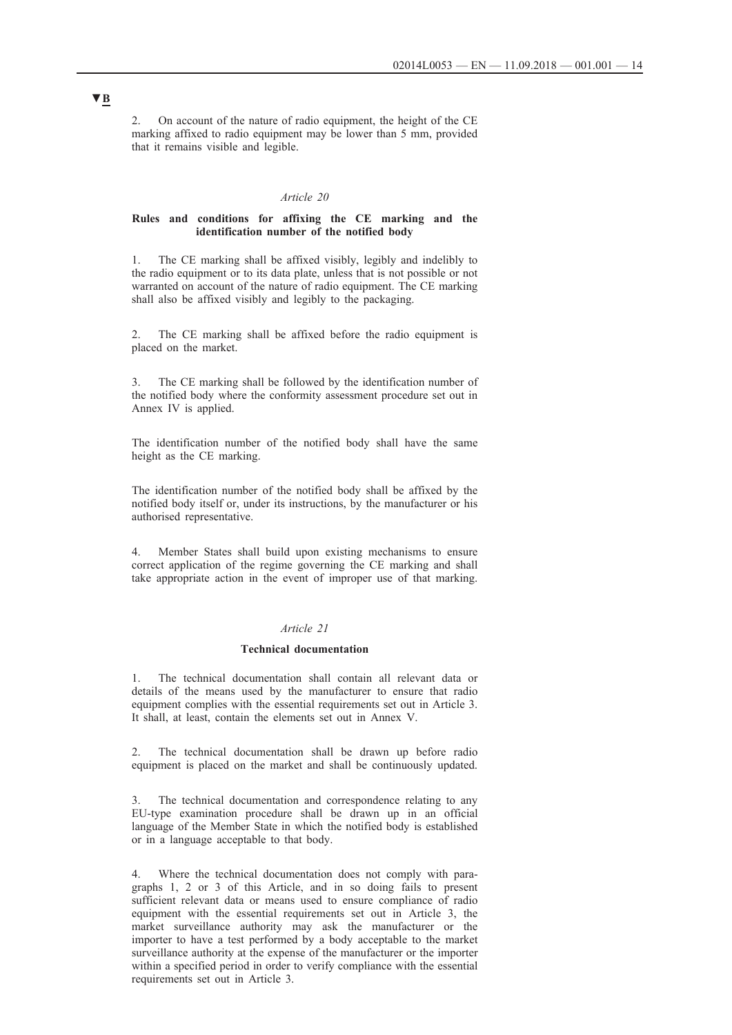▼B

2. On account of the nature of radio equipment, the height of the CE marking affixed to radio equipment may be lower than 5 mm, provided that it remains visible and legible.

*Article 20*

**Rules and conditions for affixing the CE marking and the identification number of the notified body**

1. The CE marking shall be affixed visibly, legibly and indelibly to the radio equipment or to its data plate, unless that is not possible or not warranted on account of the nature of radio equipment. The CE marking shall also be affixed visibly and legibly to the packaging.

2. The CE marking shall be affixed before the radio equipment is placed on the market.

3. The CE marking shall be followed by the identification number of the notified body where the conformity assessment procedure set out in Annex IV is applied.

The identification number of the notified body shall have the same height as the CE marking.

The identification number of the notified body shall be affixed by the notified body itself or, under its instructions, by the manufacturer or his authorised representative.

4. Member States shall build upon existing mechanisms to ensure correct application of the regime governing the CE marking and shall take appropriate action in the event of improper use of that marking.

*Article 21*

**Technical documentation**

1. The technical documentation shall contain all relevant data or details of the means used by the manufacturer to ensure that radio equipment complies with the essential requirements set out in Article 3. It shall, at least, contain the elements set out in Annex V.

2. The technical documentation shall be drawn up before radio equipment is placed on the market and shall be continuously updated.

3. The technical documentation and correspondence relating to any EU-type examination procedure shall be drawn up in an official language of the Member State in which the notified body is established or in a language acceptable to that body.

4. Where the technical documentation does not comply with paragraphs 1, 2 or 3 of this Article, and in so doing fails to present sufficient relevant data or means used to ensure compliance of radio equipment with the essential requirements set out in Article 3, the market surveillance authority may ask the manufacturer or the importer to have a test performed by a body acceptable to the market surveillance authority at the expense of the manufacturer or the importer within a specified period in order to verify compliance with the essential requirements set out in Article 3.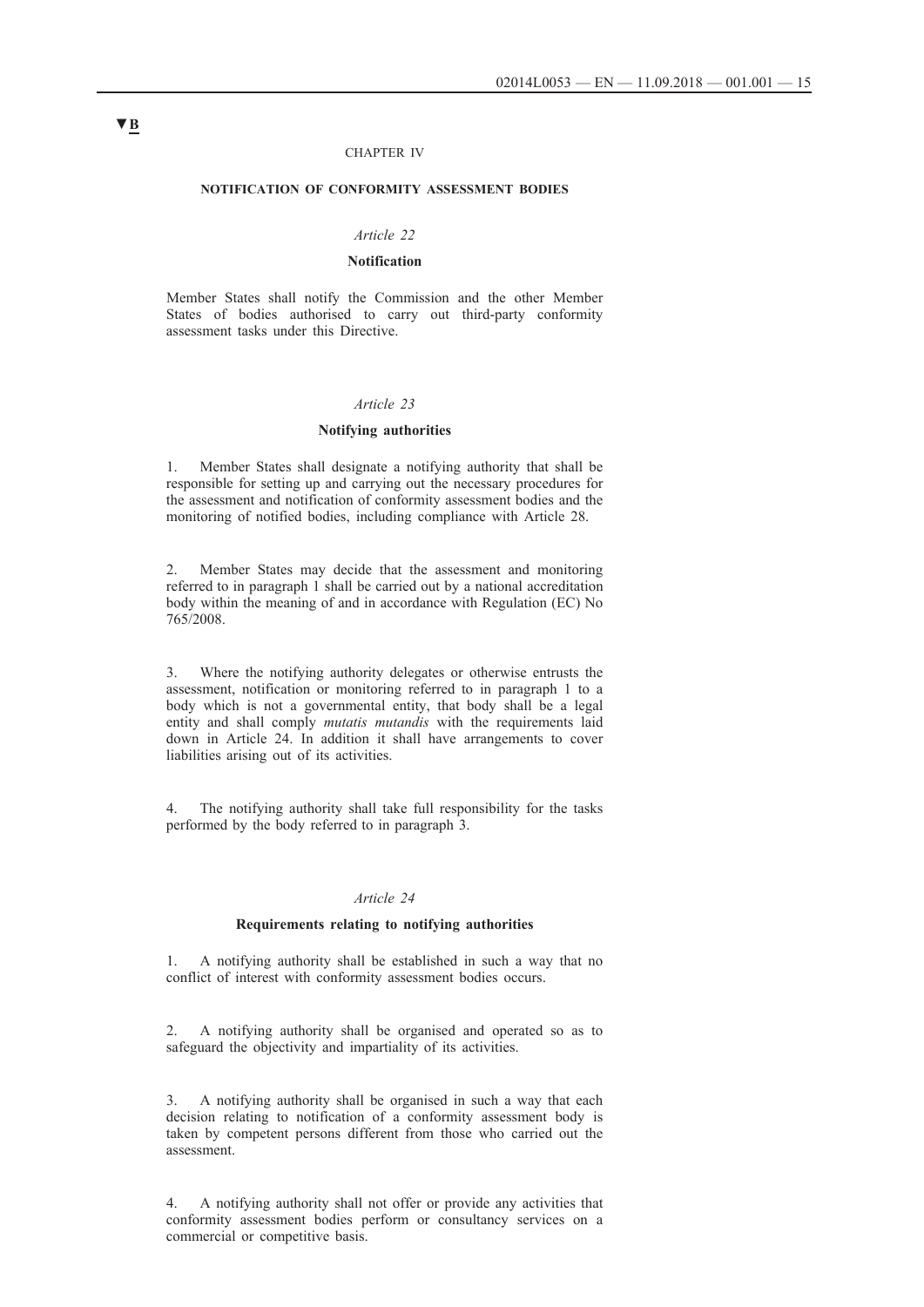▼B

CHAPTER IV

## NOTIFICATION OF CONFORMITY ASSESSMENT BODIES

*Article 22*

### Notification

Member States shall notify the Commission and the other Member States of bodies authorised to carry out third-party conformity assessment tasks under this Directive.

*Article 23*

### Notifying authorities

1. Member States shall designate a notifying authority that shall be responsible for setting up and carrying out the necessary procedures for the assessment and notification of conformity assessment bodies and the monitoring of notified bodies, including compliance with Article 28.

2. Member States may decide that the assessment and monitoring referred to in paragraph 1 shall be carried out by a national accreditation body within the meaning of and in accordance with Regulation (EC) No 765/2008.

3. Where the notifying authority delegates or otherwise entrusts the assessment, notification or monitoring referred to in paragraph 1 to a body which is not a governmental entity, that body shall be a legal entity and shall comply *mutatis mutandis* with the requirements laid down in Article 24. In addition it shall have arrangements to cover liabilities arising out of its activities.

4. The notifying authority shall take full responsibility for the tasks performed by the body referred to in paragraph 3.

*Article 24*

### Requirements relating to notifying authorities

1. A notifying authority shall be established in such a way that no conflict of interest with conformity assessment bodies occurs.

2. A notifying authority shall be organised and operated so as to safeguard the objectivity and impartiality of its activities.

3. A notifying authority shall be organised in such a way that each decision relating to notification of a conformity assessment body is taken by competent persons different from those who carried out the assessment.

4. A notifying authority shall not offer or provide any activities that conformity assessment bodies perform or consultancy services on a commercial or competitive basis.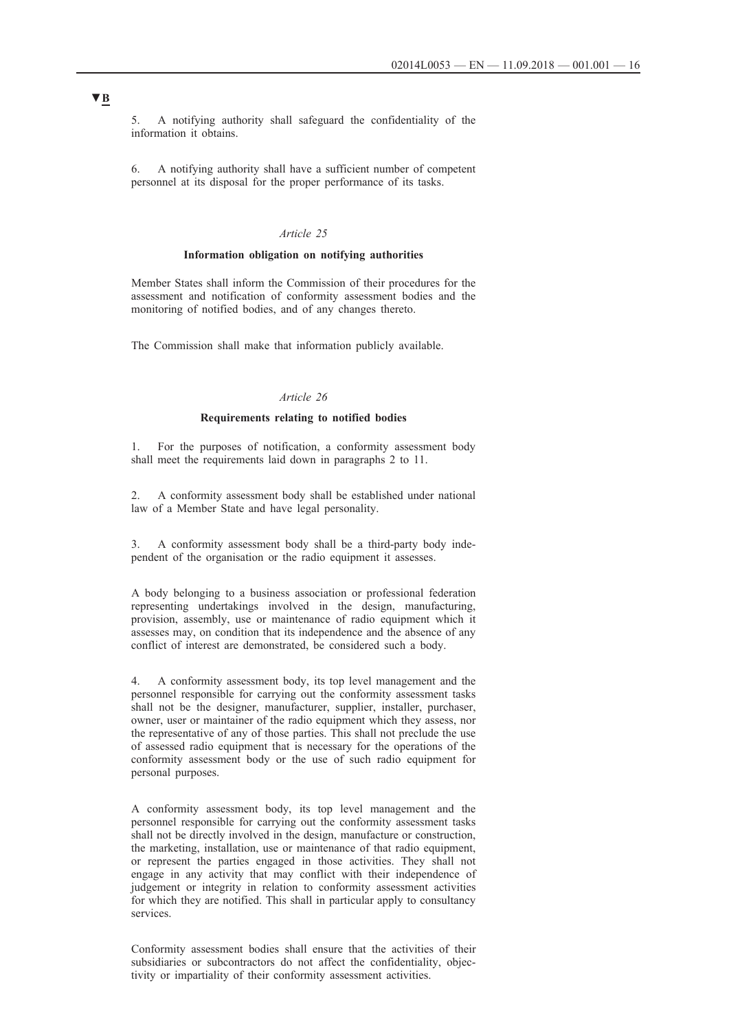▼B

5. A notifying authority shall safeguard the confidentiality of the information it obtains.

6. A notifying authority shall have a sufficient number of competent personnel at its disposal for the proper performance of its tasks.

*Article 25*

**Information obligation on notifying authorities**

Member States shall inform the Commission of their procedures for the assessment and notification of conformity assessment bodies and the monitoring of notified bodies, and of any changes thereto.

The Commission shall make that information publicly available.

*Article 26*

**Requirements relating to notified bodies**

1. For the purposes of notification, a conformity assessment body shall meet the requirements laid down in paragraphs 2 to 11.

2. A conformity assessment body shall be established under national law of a Member State and have legal personality.

3. A conformity assessment body shall be a third-party body independent of the organisation or the radio equipment it assesses.

A body belonging to a business association or professional federation representing undertakings involved in the design, manufacturing, provision, assembly, use or maintenance of radio equipment which it assesses may, on condition that its independence and the absence of any conflict of interest are demonstrated, be considered such a body.

4. A conformity assessment body, its top level management and the personnel responsible for carrying out the conformity assessment tasks shall not be the designer, manufacturer, supplier, installer, purchaser, owner, user or maintainer of the radio equipment which they assess, nor the representative of any of those parties. This shall not preclude the use of assessed radio equipment that is necessary for the operations of the conformity assessment body or the use of such radio equipment for personal purposes.

A conformity assessment body, its top level management and the personnel responsible for carrying out the conformity assessment tasks shall not be directly involved in the design, manufacture or construction, the marketing, installation, use or maintenance of that radio equipment, or represent the parties engaged in those activities. They shall not engage in any activity that may conflict with their independence of judgement or integrity in relation to conformity assessment activities for which they are notified. This shall in particular apply to consultancy services.

Conformity assessment bodies shall ensure that the activities of their subsidiaries or subcontractors do not affect the confidentiality, objectivity or impartiality of their conformity assessment activities.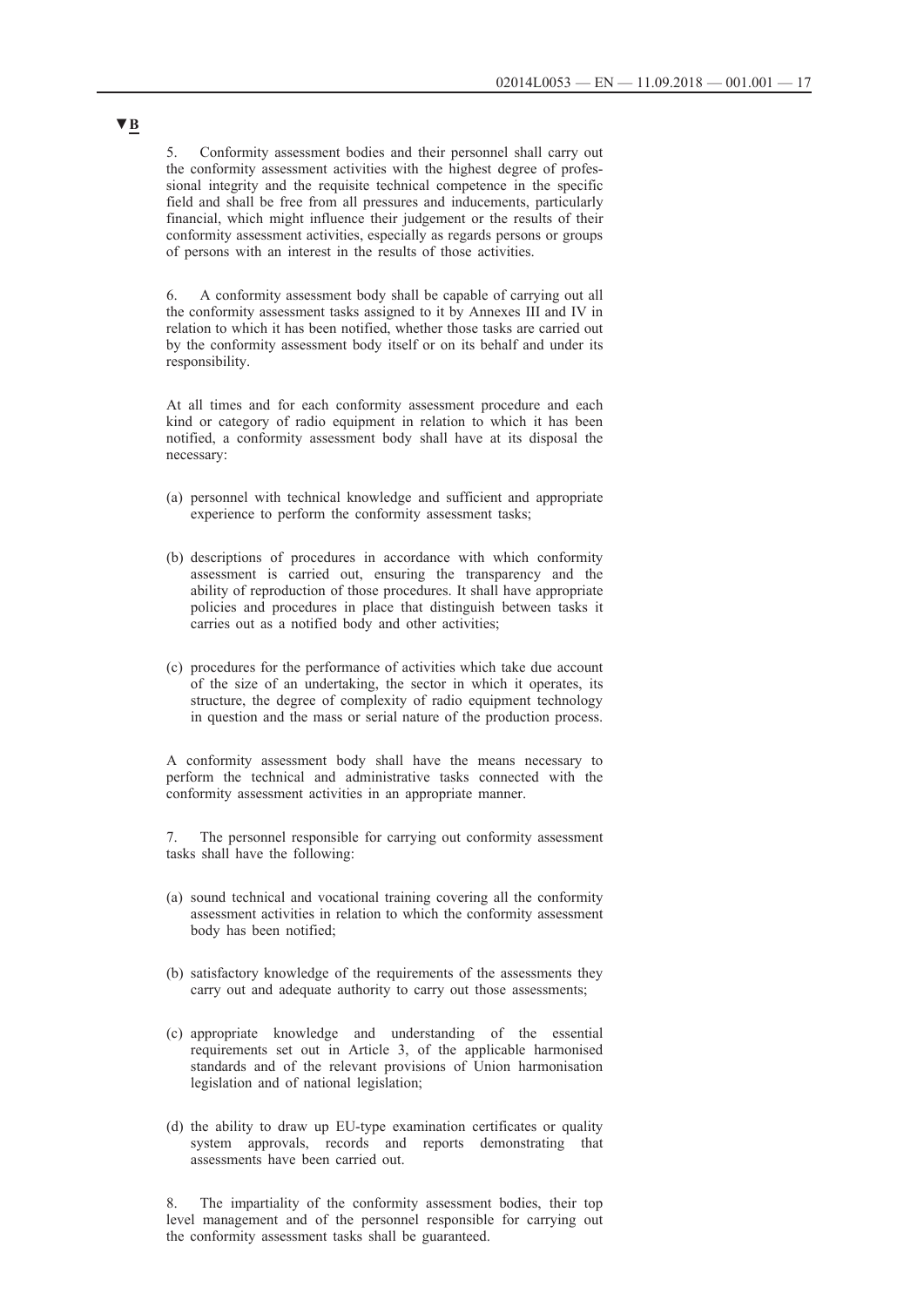▼B

5. Conformity assessment bodies and their personnel shall carry out the conformity assessment activities with the highest degree of professional integrity and the requisite technical competence in the specific field and shall be free from all pressures and inducements, particularly financial, which might influence their judgement or the results of their conformity assessment activities, especially as regards persons or groups of persons with an interest in the results of those activities.

6. A conformity assessment body shall be capable of carrying out all the conformity assessment tasks assigned to it by Annexes III and IV in relation to which it has been notified, whether those tasks are carried out by the conformity assessment body itself or on its behalf and under its responsibility.

At all times and for each conformity assessment procedure and each kind or category of radio equipment in relation to which it has been notified, a conformity assessment body shall have at its disposal the necessary:

(a) personnel with technical knowledge and sufficient and appropriate experience to perform the conformity assessment tasks;

(b) descriptions of procedures in accordance with which conformity assessment is carried out, ensuring the transparency and the ability of reproduction of those procedures. It shall have appropriate policies and procedures in place that distinguish between tasks it carries out as a notified body and other activities;

(c) procedures for the performance of activities which take due account of the size of an undertaking, the sector in which it operates, its structure, the degree of complexity of radio equipment technology in question and the mass or serial nature of the production process.

A conformity assessment body shall have the means necessary to perform the technical and administrative tasks connected with the conformity assessment activities in an appropriate manner.

7. The personnel responsible for carrying out conformity assessment tasks shall have the following:

(a) sound technical and vocational training covering all the conformity assessment activities in relation to which the conformity assessment body has been notified;

(b) satisfactory knowledge of the requirements of the assessments they carry out and adequate authority to carry out those assessments;

(c) appropriate knowledge and understanding of the essential requirements set out in Article 3, of the applicable harmonised standards and of the relevant provisions of Union harmonisation legislation and of national legislation;

(d) the ability to draw up EU-type examination certificates or quality system approvals, records and reports demonstrating that assessments have been carried out.

8. The impartiality of the conformity assessment bodies, their top level management and of the personnel responsible for carrying out the conformity assessment tasks shall be guaranteed.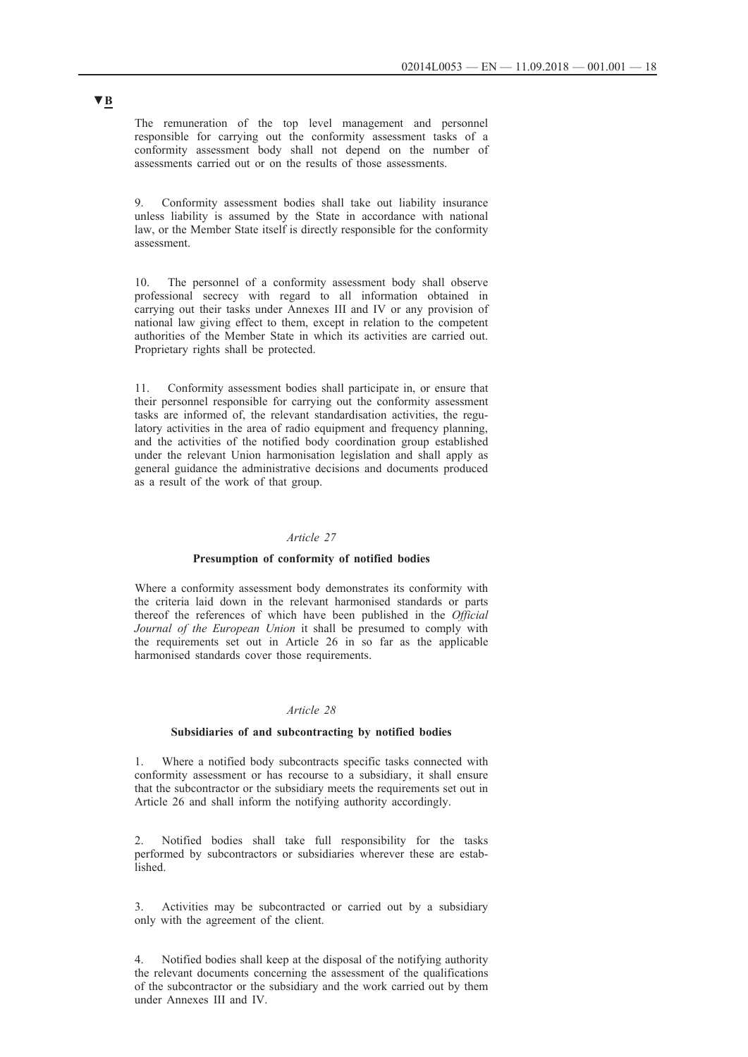▼B

The remuneration of the top level management and personnel responsible for carrying out the conformity assessment tasks of a conformity assessment body shall not depend on the number of assessments carried out or on the results of those assessments.

9. Conformity assessment bodies shall take out liability insurance unless liability is assumed by the State in accordance with national law, or the Member State itself is directly responsible for the conformity assessment.

10. The personnel of a conformity assessment body shall observe professional secrecy with regard to all information obtained in carrying out their tasks under Annexes III and IV or any provision of national law giving effect to them, except in relation to the competent authorities of the Member State in which its activities are carried out. Proprietary rights shall be protected.

11. Conformity assessment bodies shall participate in, or ensure that their personnel responsible for carrying out the conformity assessment tasks are informed of, the relevant standardisation activities, the regulatory activities in the area of radio equipment and frequency planning, and the activities of the notified body coordination group established under the relevant Union harmonisation legislation and shall apply as general guidance the administrative decisions and documents produced as a result of the work of that group.

*Article 27*

**Presumption of conformity of notified bodies**

Where a conformity assessment body demonstrates its conformity with the criteria laid down in the relevant harmonised standards or parts thereof the references of which have been published in the *Official Journal of the European Union* it shall be presumed to comply with the requirements set out in Article 26 in so far as the applicable harmonised standards cover those requirements.

*Article 28*

**Subsidiaries of and subcontracting by notified bodies**

1. Where a notified body subcontracts specific tasks connected with conformity assessment or has recourse to a subsidiary, it shall ensure that the subcontractor or the subsidiary meets the requirements set out in Article 26 and shall inform the notifying authority accordingly.

2. Notified bodies shall take full responsibility for the tasks performed by subcontractors or subsidiaries wherever these are established.

3. Activities may be subcontracted or carried out by a subsidiary only with the agreement of the client.

4. Notified bodies shall keep at the disposal of the notifying authority the relevant documents concerning the assessment of the qualifications of the subcontractor or the subsidiary and the work carried out by them under Annexes III and IV.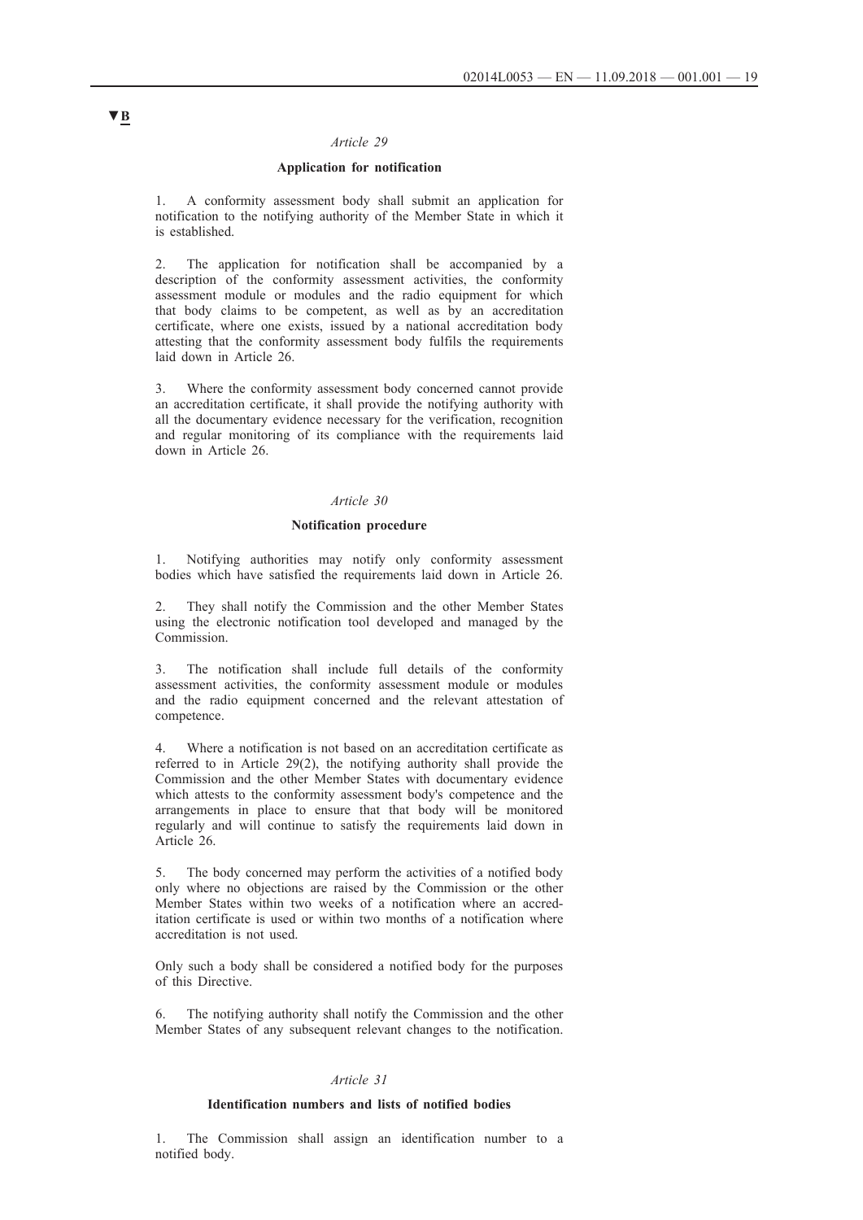**▼B**

*Article 29*

**Application for notification**

1. A conformity assessment body shall submit an application for notification to the notifying authority of the Member State in which it is established.

2. The application for notification shall be accompanied by a description of the conformity assessment activities, the conformity assessment module or modules and the radio equipment for which that body claims to be competent, as well as by an accreditation certificate, where one exists, issued by a national accreditation body attesting that the conformity assessment body fulfils the requirements laid down in Article 26.

3. Where the conformity assessment body concerned cannot provide an accreditation certificate, it shall provide the notifying authority with all the documentary evidence necessary for the verification, recognition and regular monitoring of its compliance with the requirements laid down in Article 26.

*Article 30*

**Notification procedure**

1. Notifying authorities may notify only conformity assessment bodies which have satisfied the requirements laid down in Article 26.

2. They shall notify the Commission and the other Member States using the electronic notification tool developed and managed by the Commission.

3. The notification shall include full details of the conformity assessment activities, the conformity assessment module or modules and the radio equipment concerned and the relevant attestation of competence.

4. Where a notification is not based on an accreditation certificate as referred to in Article 29(2), the notifying authority shall provide the Commission and the other Member States with documentary evidence which attests to the conformity assessment body's competence and the arrangements in place to ensure that that body will be monitored regularly and will continue to satisfy the requirements laid down in Article 26.

5. The body concerned may perform the activities of a notified body only where no objections are raised by the Commission or the other Member States within two weeks of a notification where an accreditation certificate is used or within two months of a notification where accreditation is not used.

Only such a body shall be considered a notified body for the purposes of this Directive.

6. The notifying authority shall notify the Commission and the other Member States of any subsequent relevant changes to the notification.

*Article 31*

**Identification numbers and lists of notified bodies**

1. The Commission shall assign an identification number to a notified body.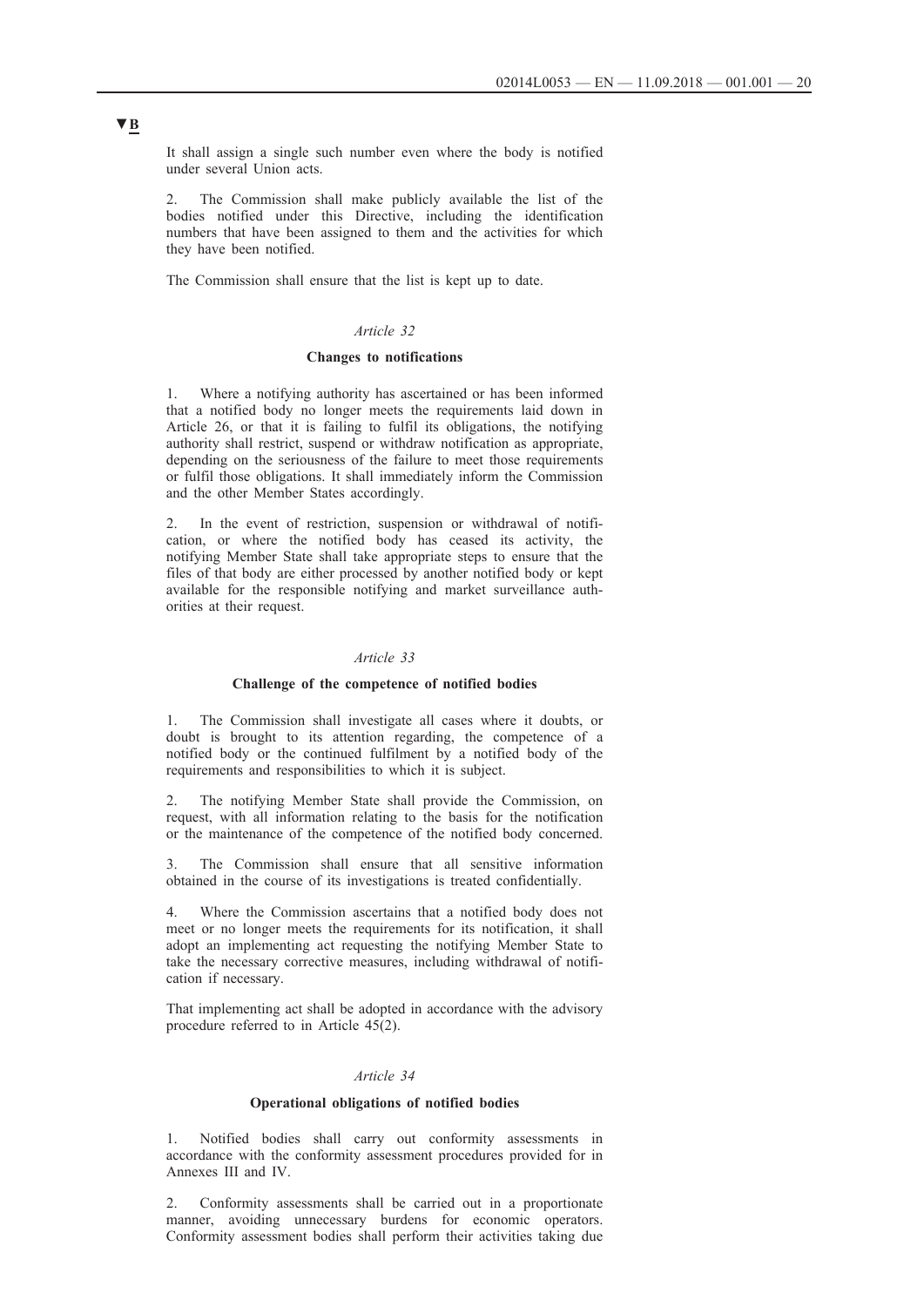▼B

It shall assign a single such number even where the body is notified under several Union acts.

2. The Commission shall make publicly available the list of the bodies notified under this Directive, including the identification numbers that have been assigned to them and the activities for which they have been notified.

The Commission shall ensure that the list is kept up to date.

*Article 32*

**Changes to notifications**

1. Where a notifying authority has ascertained or has been informed that a notified body no longer meets the requirements laid down in Article 26, or that it is failing to fulfil its obligations, the notifying authority shall restrict, suspend or withdraw notification as appropriate, depending on the seriousness of the failure to meet those requirements or fulfil those obligations. It shall immediately inform the Commission and the other Member States accordingly.

2. In the event of restriction, suspension or withdrawal of notification, or where the notified body has ceased its activity, the notifying Member State shall take appropriate steps to ensure that the files of that body are either processed by another notified body or kept available for the responsible notifying and market surveillance authorities at their request.

*Article 33*

**Challenge of the competence of notified bodies**

1. The Commission shall investigate all cases where it doubts, or doubt is brought to its attention regarding, the competence of a notified body or the continued fulfilment by a notified body of the requirements and responsibilities to which it is subject.

2. The notifying Member State shall provide the Commission, on request, with all information relating to the basis for the notification or the maintenance of the competence of the notified body concerned.

3. The Commission shall ensure that all sensitive information obtained in the course of its investigations is treated confidentially.

4. Where the Commission ascertains that a notified body does not meet or no longer meets the requirements for its notification, it shall adopt an implementing act requesting the notifying Member State to take the necessary corrective measures, including withdrawal of notification if necessary.

That implementing act shall be adopted in accordance with the advisory procedure referred to in Article 45(2).

*Article 34*

**Operational obligations of notified bodies**

1. Notified bodies shall carry out conformity assessments in accordance with the conformity assessment procedures provided for in Annexes III and IV.

2. Conformity assessments shall be carried out in a proportionate manner, avoiding unnecessary burdens for economic operators. Conformity assessment bodies shall perform their activities taking due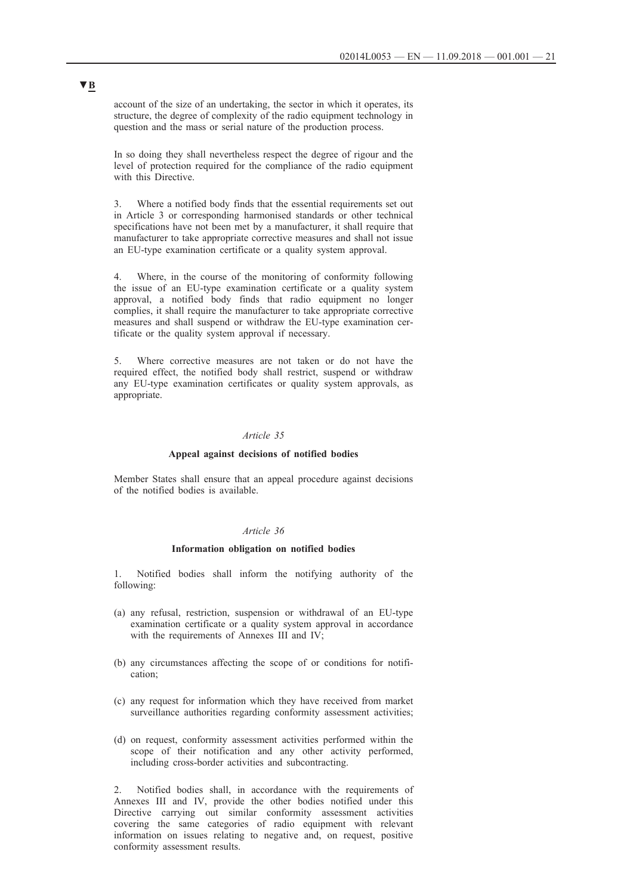account of the size of an undertaking, the sector in which it operates, its structure, the degree of complexity of the radio equipment technology in question and the mass or serial nature of the production process.

In so doing they shall nevertheless respect the degree of rigour and the level of protection required for the compliance of the radio equipment with this Directive.

3. Where a notified body finds that the essential requirements set out in Article 3 or corresponding harmonised standards or other technical specifications have not been met by a manufacturer, it shall require that manufacturer to take appropriate corrective measures and shall not issue an EU-type examination certificate or a quality system approval.

4. Where, in the course of the monitoring of conformity following the issue of an EU-type examination certificate or a quality system approval, a notified body finds that radio equipment no longer complies, it shall require the manufacturer to take appropriate corrective measures and shall suspend or withdraw the EU-type examination certificate or the quality system approval if necessary.

5. Where corrective measures are not taken or do not have the required effect, the notified body shall restrict, suspend or withdraw any EU-type examination certificates or quality system approvals, as appropriate.

*Article 35*

**Appeal against decisions of notified bodies**

Member States shall ensure that an appeal procedure against decisions of the notified bodies is available.

*Article 36*

**Information obligation on notified bodies**

1. Notified bodies shall inform the notifying authority of the following:

(a) any refusal, restriction, suspension or withdrawal of an EU-type examination certificate or a quality system approval in accordance with the requirements of Annexes III and IV;

(b) any circumstances affecting the scope of or conditions for notification;

(c) any request for information which they have received from market surveillance authorities regarding conformity assessment activities;

(d) on request, conformity assessment activities performed within the scope of their notification and any other activity performed, including cross-border activities and subcontracting.

2. Notified bodies shall, in accordance with the requirements of Annexes III and IV, provide the other bodies notified under this Directive carrying out similar conformity assessment activities covering the same categories of radio equipment with relevant information on issues relating to negative and, on request, positive conformity assessment results.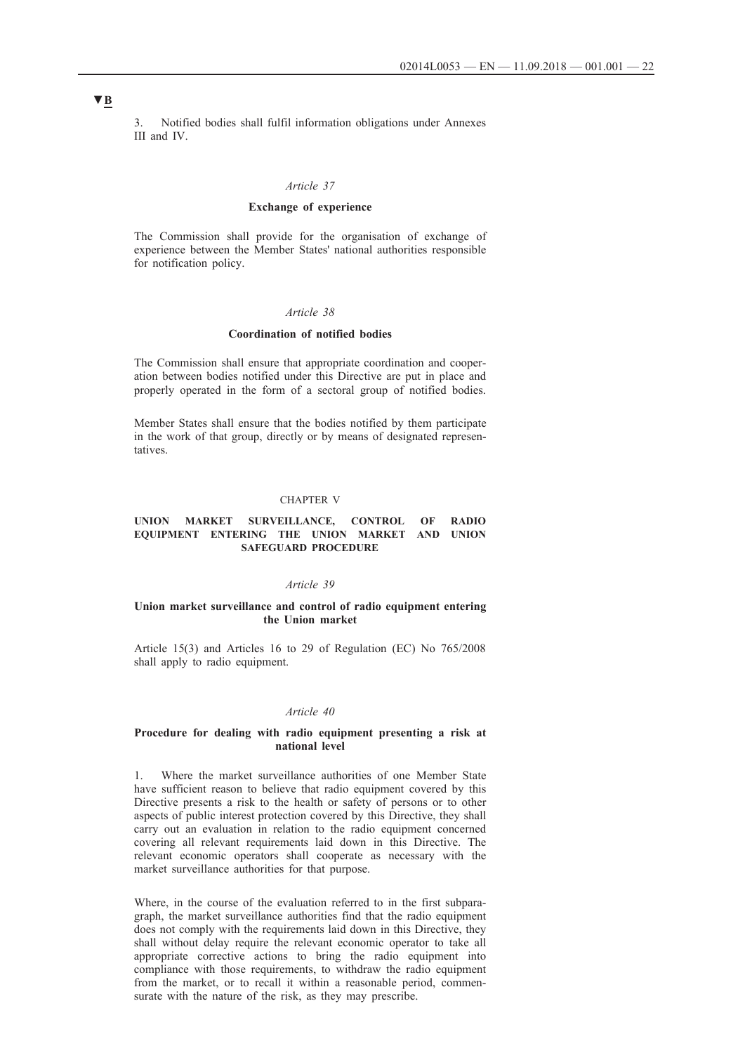▼B

3. Notified bodies shall fulfil information obligations under Annexes III and IV.

*Article 37*

**Exchange of experience**

The Commission shall provide for the organisation of exchange of experience between the Member States' national authorities responsible for notification policy.

*Article 38*

**Coordination of notified bodies**

The Commission shall ensure that appropriate coordination and cooperation between bodies notified under this Directive are put in place and properly operated in the form of a sectoral group of notified bodies.

Member States shall ensure that the bodies notified by them participate in the work of that group, directly or by means of designated representatives.

CHAPTER V

**UNION MARKET SURVEILLANCE, CONTROL OF RADIO EQUIPMENT ENTERING THE UNION MARKET AND UNION SAFEGUARD PROCEDURE**

*Article 39*

**Union market surveillance and control of radio equipment entering the Union market**

Article 15(3) and Articles 16 to 29 of Regulation (EC) No 765/2008 shall apply to radio equipment.

*Article 40*

**Procedure for dealing with radio equipment presenting a risk at national level**

1. Where the market surveillance authorities of one Member State have sufficient reason to believe that radio equipment covered by this Directive presents a risk to the health or safety of persons or to other aspects of public interest protection covered by this Directive, they shall carry out an evaluation in relation to the radio equipment concerned covering all relevant requirements laid down in this Directive. The relevant economic operators shall cooperate as necessary with the market surveillance authorities for that purpose.

Where, in the course of the evaluation referred to in the first subparagraph, the market surveillance authorities find that the radio equipment does not comply with the requirements laid down in this Directive, they shall without delay require the relevant economic operator to take all appropriate corrective actions to bring the radio equipment into compliance with those requirements, to withdraw the radio equipment from the market, or to recall it within a reasonable period, commensurate with the nature of the risk, as they may prescribe.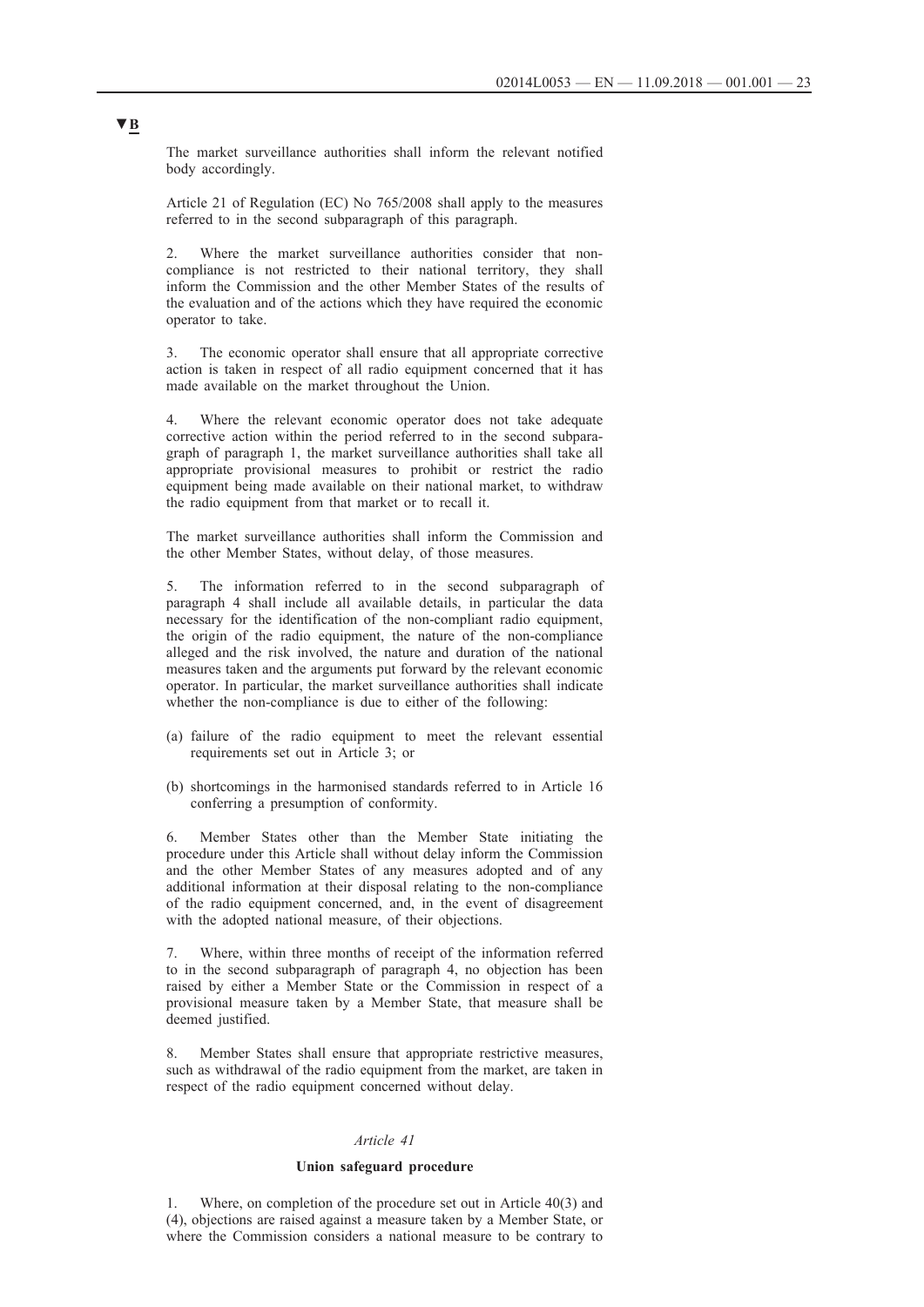▼B

The market surveillance authorities shall inform the relevant notified body accordingly.

Article 21 of Regulation (EC) No 765/2008 shall apply to the measures referred to in the second subparagraph of this paragraph.

2. Where the market surveillance authorities consider that non-compliance is not restricted to their national territory, they shall inform the Commission and the other Member States of the results of the evaluation and of the actions which they have required the economic operator to take.

3. The economic operator shall ensure that all appropriate corrective action is taken in respect of all radio equipment concerned that it has made available on the market throughout the Union.

4. Where the relevant economic operator does not take adequate corrective action within the period referred to in the second subparagraph of paragraph 1, the market surveillance authorities shall take all appropriate provisional measures to prohibit or restrict the radio equipment being made available on their national market, to withdraw the radio equipment from that market or to recall it.

The market surveillance authorities shall inform the Commission and the other Member States, without delay, of those measures.

5. The information referred to in the second subparagraph of paragraph 4 shall include all available details, in particular the data necessary for the identification of the non-compliant radio equipment, the origin of the radio equipment, the nature of the non-compliance alleged and the risk involved, the nature and duration of the national measures taken and the arguments put forward by the relevant economic operator. In particular, the market surveillance authorities shall indicate whether the non-compliance is due to either of the following:

(a) failure of the radio equipment to meet the relevant essential requirements set out in Article 3; or

(b) shortcomings in the harmonised standards referred to in Article 16 conferring a presumption of conformity.

6. Member States other than the Member State initiating the procedure under this Article shall without delay inform the Commission and the other Member States of any measures adopted and of any additional information at their disposal relating to the non-compliance of the radio equipment concerned, and, in the event of disagreement with the adopted national measure, of their objections.

7. Where, within three months of receipt of the information referred to in the second subparagraph of paragraph 4, no objection has been raised by either a Member State or the Commission in respect of a provisional measure taken by a Member State, that measure shall be deemed justified.

8. Member States shall ensure that appropriate restrictive measures, such as withdrawal of the radio equipment from the market, are taken in respect of the radio equipment concerned without delay.

*Article 41*

**Union safeguard procedure**

1. Where, on completion of the procedure set out in Article 40(3) and (4), objections are raised against a measure taken by a Member State, or where the Commission considers a national measure to be contrary to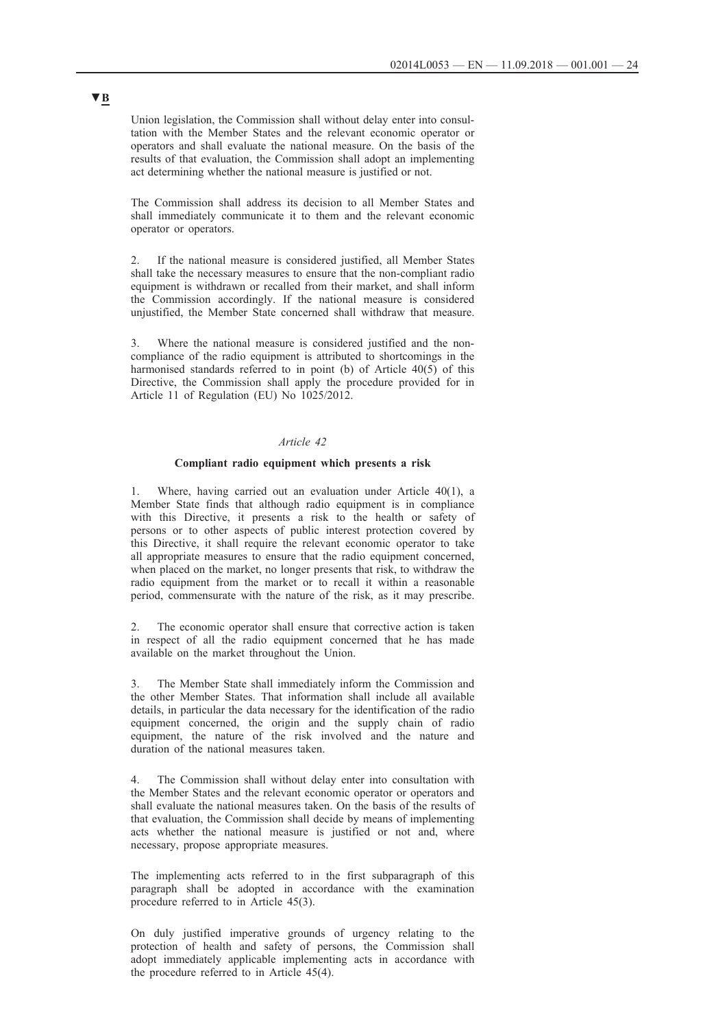▼B

Union legislation, the Commission shall without delay enter into consultation with the Member States and the relevant economic operator or operators and shall evaluate the national measure. On the basis of the results of that evaluation, the Commission shall adopt an implementing act determining whether the national measure is justified or not.

The Commission shall address its decision to all Member States and shall immediately communicate it to them and the relevant economic operator or operators.

2. If the national measure is considered justified, all Member States shall take the necessary measures to ensure that the non-compliant radio equipment is withdrawn or recalled from their market, and shall inform the Commission accordingly. If the national measure is considered unjustified, the Member State concerned shall withdraw that measure.

3. Where the national measure is considered justified and the non-compliance of the radio equipment is attributed to shortcomings in the harmonised standards referred to in point (b) of Article 40(5) of this Directive, the Commission shall apply the procedure provided for in Article 11 of Regulation (EU) No 1025/2012.

*Article 42*

**Compliant radio equipment which presents a risk**

1. Where, having carried out an evaluation under Article 40(1), a Member State finds that although radio equipment is in compliance with this Directive, it presents a risk to the health or safety of persons or to other aspects of public interest protection covered by this Directive, it shall require the relevant economic operator to take all appropriate measures to ensure that the radio equipment concerned, when placed on the market, no longer presents that risk, to withdraw the radio equipment from the market or to recall it within a reasonable period, commensurate with the nature of the risk, as it may prescribe.

2. The economic operator shall ensure that corrective action is taken in respect of all the radio equipment concerned that he has made available on the market throughout the Union.

3. The Member State shall immediately inform the Commission and the other Member States. That information shall include all available details, in particular the data necessary for the identification of the radio equipment concerned, the origin and the supply chain of radio equipment, the nature of the risk involved and the nature and duration of the national measures taken.

4. The Commission shall without delay enter into consultation with the Member States and the relevant economic operator or operators and shall evaluate the national measures taken. On the basis of the results of that evaluation, the Commission shall decide by means of implementing acts whether the national measure is justified or not and, where necessary, propose appropriate measures.

The implementing acts referred to in the first subparagraph of this paragraph shall be adopted in accordance with the examination procedure referred to in Article 45(3).

On duly justified imperative grounds of urgency relating to the protection of health and safety of persons, the Commission shall adopt immediately applicable implementing acts in accordance with the procedure referred to in Article 45(4).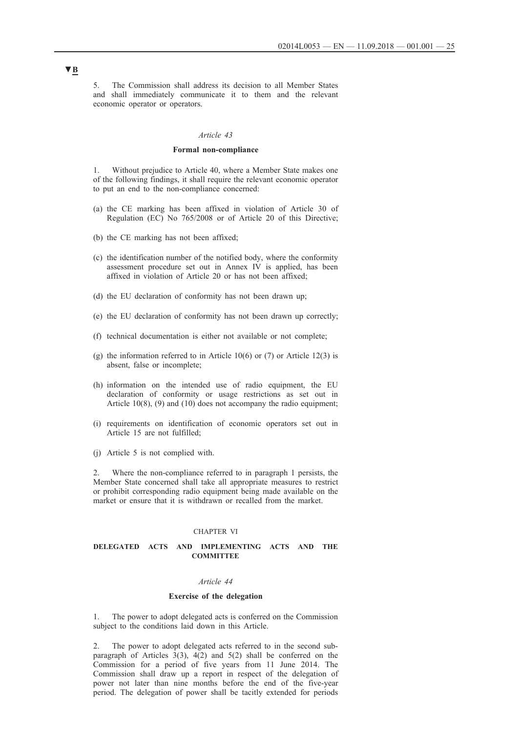▼B

5. The Commission shall address its decision to all Member States and shall immediately communicate it to them and the relevant economic operator or operators.

*Article 43*

**Formal non-compliance**

1. Without prejudice to Article 40, where a Member State makes one of the following findings, it shall require the relevant economic operator to put an end to the non-compliance concerned:

(a) the CE marking has been affixed in violation of Article 30 of Regulation (EC) No 765/2008 or of Article 20 of this Directive;

(b) the CE marking has not been affixed;

(c) the identification number of the notified body, where the conformity assessment procedure set out in Annex IV is applied, has been affixed in violation of Article 20 or has not been affixed;

(d) the EU declaration of conformity has not been drawn up;

(e) the EU declaration of conformity has not been drawn up correctly;

(f) technical documentation is either not available or not complete;

(g) the information referred to in Article 10(6) or (7) or Article 12(3) is absent, false or incomplete;

(h) information on the intended use of radio equipment, the EU declaration of conformity or usage restrictions as set out in Article 10(8), (9) and (10) does not accompany the radio equipment;

(i) requirements on identification of economic operators set out in Article 15 are not fulfilled;

(j) Article 5 is not complied with.

2. Where the non-compliance referred to in paragraph 1 persists, the Member State concerned shall take all appropriate measures to restrict or prohibit corresponding radio equipment being made available on the market or ensure that it is withdrawn or recalled from the market.

CHAPTER VI

**DELEGATED ACTS AND IMPLEMENTING ACTS AND THE COMMITTEE**

*Article 44*

**Exercise of the delegation**

1. The power to adopt delegated acts is conferred on the Commission subject to the conditions laid down in this Article.

2. The power to adopt delegated acts referred to in the second subparagraph of Articles 3(3), 4(2) and 5(2) shall be conferred on the Commission for a period of five years from 11 June 2014. The Commission shall draw up a report in respect of the delegation of power not later than nine months before the end of the five-year period. The delegation of power shall be tacitly extended for periods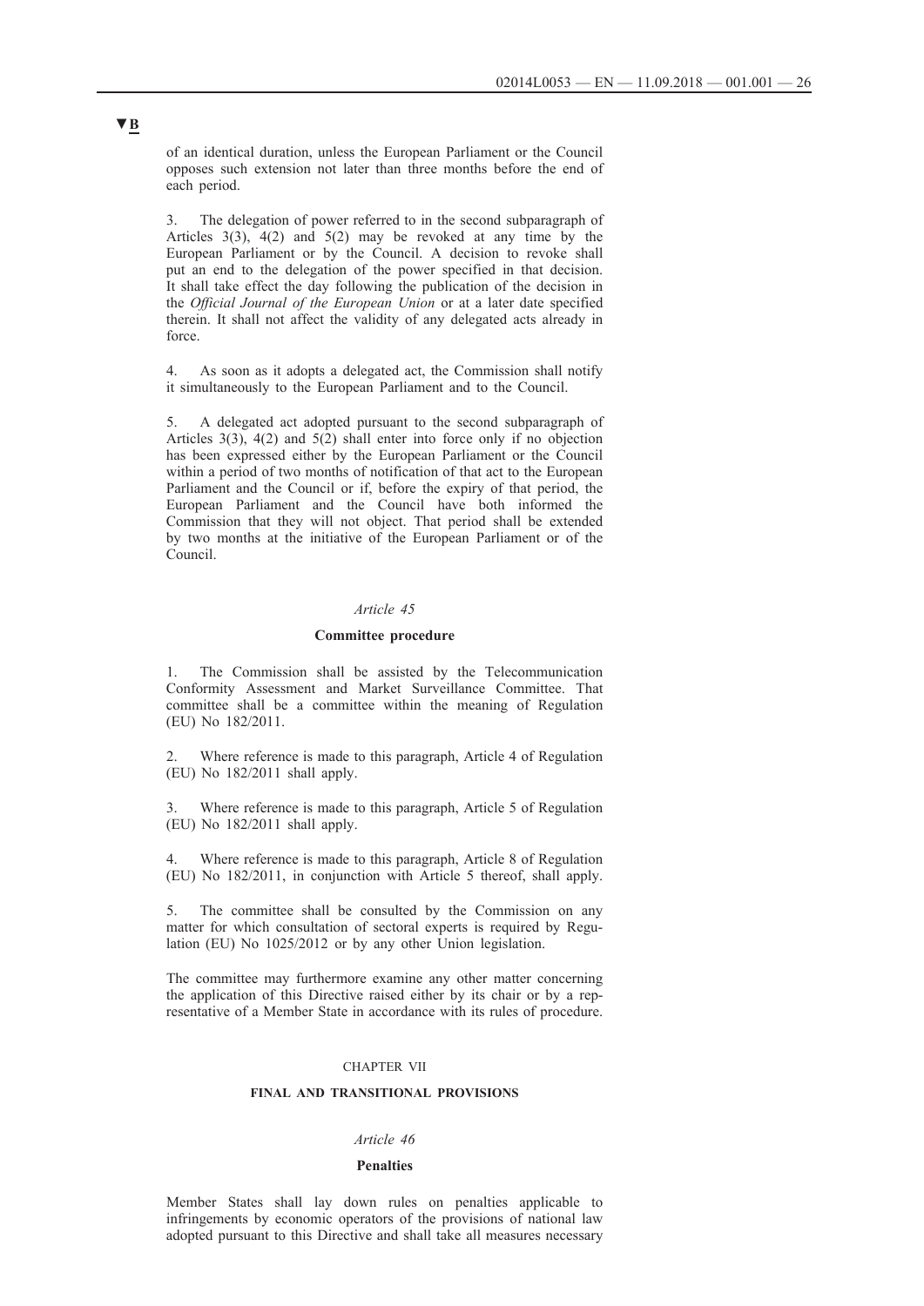▼B

of an identical duration, unless the European Parliament or the Council opposes such extension not later than three months before the end of each period.

3. The delegation of power referred to in the second subparagraph of Articles 3(3), 4(2) and 5(2) may be revoked at any time by the European Parliament or by the Council. A decision to revoke shall put an end to the delegation of the power specified in that decision. It shall take effect the day following the publication of the decision in the *Official Journal of the European Union* or at a later date specified therein. It shall not affect the validity of any delegated acts already in force.

4. As soon as it adopts a delegated act, the Commission shall notify it simultaneously to the European Parliament and to the Council.

5. A delegated act adopted pursuant to the second subparagraph of Articles 3(3), 4(2) and 5(2) shall enter into force only if no objection has been expressed either by the European Parliament or the Council within a period of two months of notification of that act to the European Parliament and the Council or if, before the expiry of that period, the European Parliament and the Council have both informed the Commission that they will not object. That period shall be extended by two months at the initiative of the European Parliament or of the Council.

*Article 45*

**Committee procedure**

1. The Commission shall be assisted by the Telecommunication Conformity Assessment and Market Surveillance Committee. That committee shall be a committee within the meaning of Regulation (EU) No 182/2011.

2. Where reference is made to this paragraph, Article 4 of Regulation (EU) No 182/2011 shall apply.

3. Where reference is made to this paragraph, Article 5 of Regulation (EU) No 182/2011 shall apply.

4. Where reference is made to this paragraph, Article 8 of Regulation (EU) No 182/2011, in conjunction with Article 5 thereof, shall apply.

5. The committee shall be consulted by the Commission on any matter for which consultation of sectoral experts is required by Regulation (EU) No 1025/2012 or by any other Union legislation.

The committee may furthermore examine any other matter concerning the application of this Directive raised either by its chair or by a representative of a Member State in accordance with its rules of procedure.

CHAPTER VII

**FINAL AND TRANSITIONAL PROVISIONS**

*Article 46*

**Penalties**

Member States shall lay down rules on penalties applicable to infringements by economic operators of the provisions of national law adopted pursuant to this Directive and shall take all measures necessary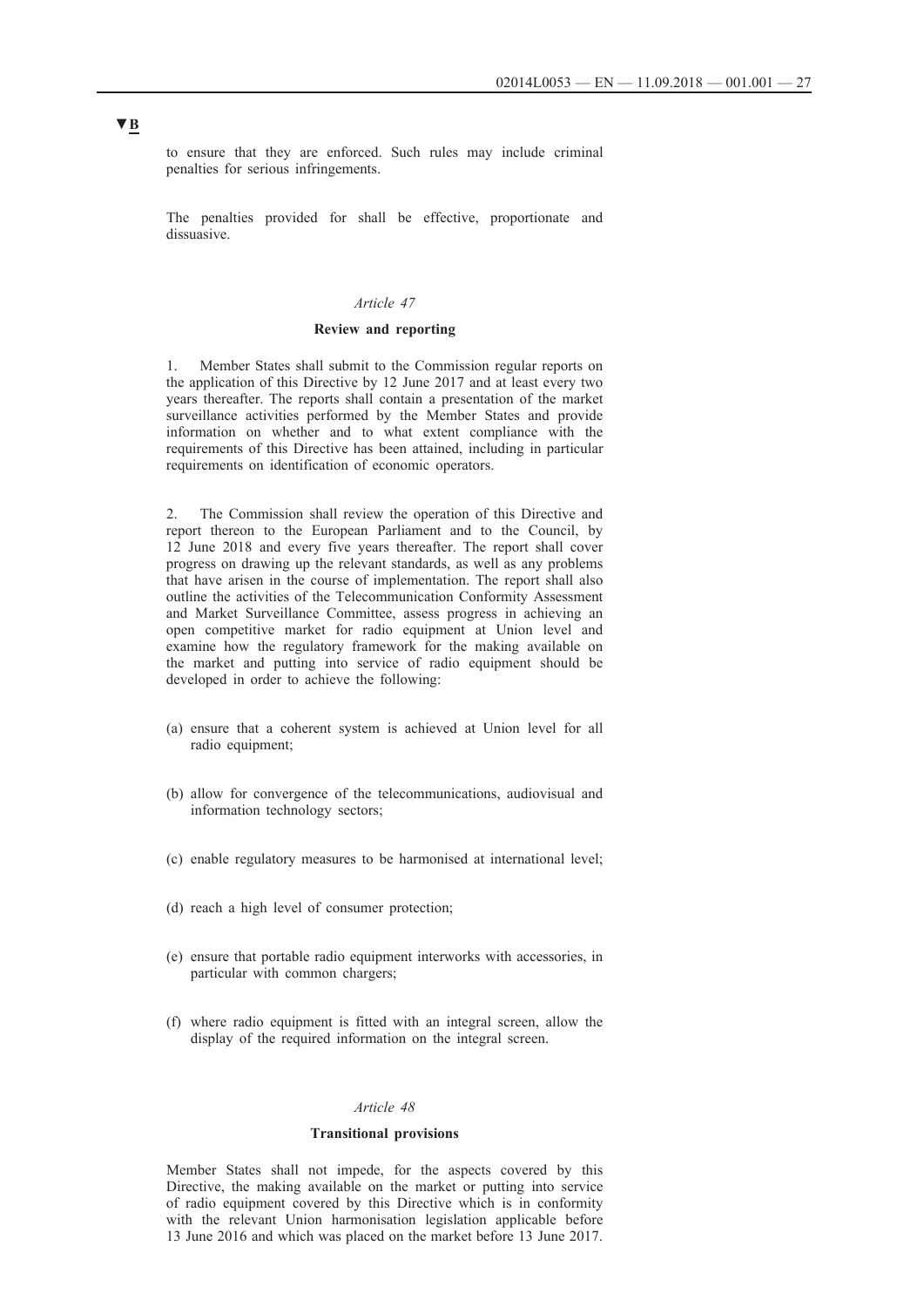▼B

to ensure that they are enforced. Such rules may include criminal penalties for serious infringements.

The penalties provided for shall be effective, proportionate and dissuasive.

*Article 47*

**Review and reporting**

1. Member States shall submit to the Commission regular reports on the application of this Directive by 12 June 2017 and at least every two years thereafter. The reports shall contain a presentation of the market surveillance activities performed by the Member States and provide information on whether and to what extent compliance with the requirements of this Directive has been attained, including in particular requirements on identification of economic operators.

2. The Commission shall review the operation of this Directive and report thereon to the European Parliament and to the Council, by 12 June 2018 and every five years thereafter. The report shall cover progress on drawing up the relevant standards, as well as any problems that have arisen in the course of implementation. The report shall also outline the activities of the Telecommunication Conformity Assessment and Market Surveillance Committee, assess progress in achieving an open competitive market for radio equipment at Union level and examine how the regulatory framework for the making available on the market and putting into service of radio equipment should be developed in order to achieve the following:

(a) ensure that a coherent system is achieved at Union level for all radio equipment;

(b) allow for convergence of the telecommunications, audiovisual and information technology sectors;

(c) enable regulatory measures to be harmonised at international level;

(d) reach a high level of consumer protection;

(e) ensure that portable radio equipment interworks with accessories, in particular with common chargers;

(f) where radio equipment is fitted with an integral screen, allow the display of the required information on the integral screen.

*Article 48*

**Transitional provisions**

Member States shall not impede, for the aspects covered by this Directive, the making available on the market or putting into service of radio equipment covered by this Directive which is in conformity with the relevant Union harmonisation legislation applicable before 13 June 2016 and which was placed on the market before 13 June 2017.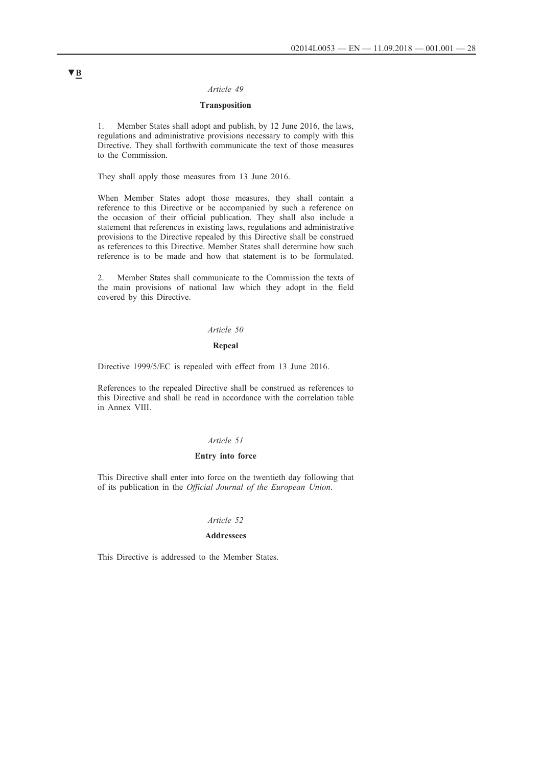▼B

*Article 49*

**Transposition**

1. Member States shall adopt and publish, by 12 June 2016, the laws, regulations and administrative provisions necessary to comply with this Directive. They shall forthwith communicate the text of those measures to the Commission.

They shall apply those measures from 13 June 2016.

When Member States adopt those measures, they shall contain a reference to this Directive or be accompanied by such a reference on the occasion of their official publication. They shall also include a statement that references in existing laws, regulations and administrative provisions to the Directive repealed by this Directive shall be construed as references to this Directive. Member States shall determine how such reference is to be made and how that statement is to be formulated.

2. Member States shall communicate to the Commission the texts of the main provisions of national law which they adopt in the field covered by this Directive.

*Article 50*

**Repeal**

Directive 1999/5/EC is repealed with effect from 13 June 2016.

References to the repealed Directive shall be construed as references to this Directive and shall be read in accordance with the correlation table in Annex VIII.

*Article 51*

**Entry into force**

This Directive shall enter into force on the twentieth day following that of its publication in the *Official Journal of the European Union*.

*Article 52*

**Addressees**

This Directive is addressed to the Member States.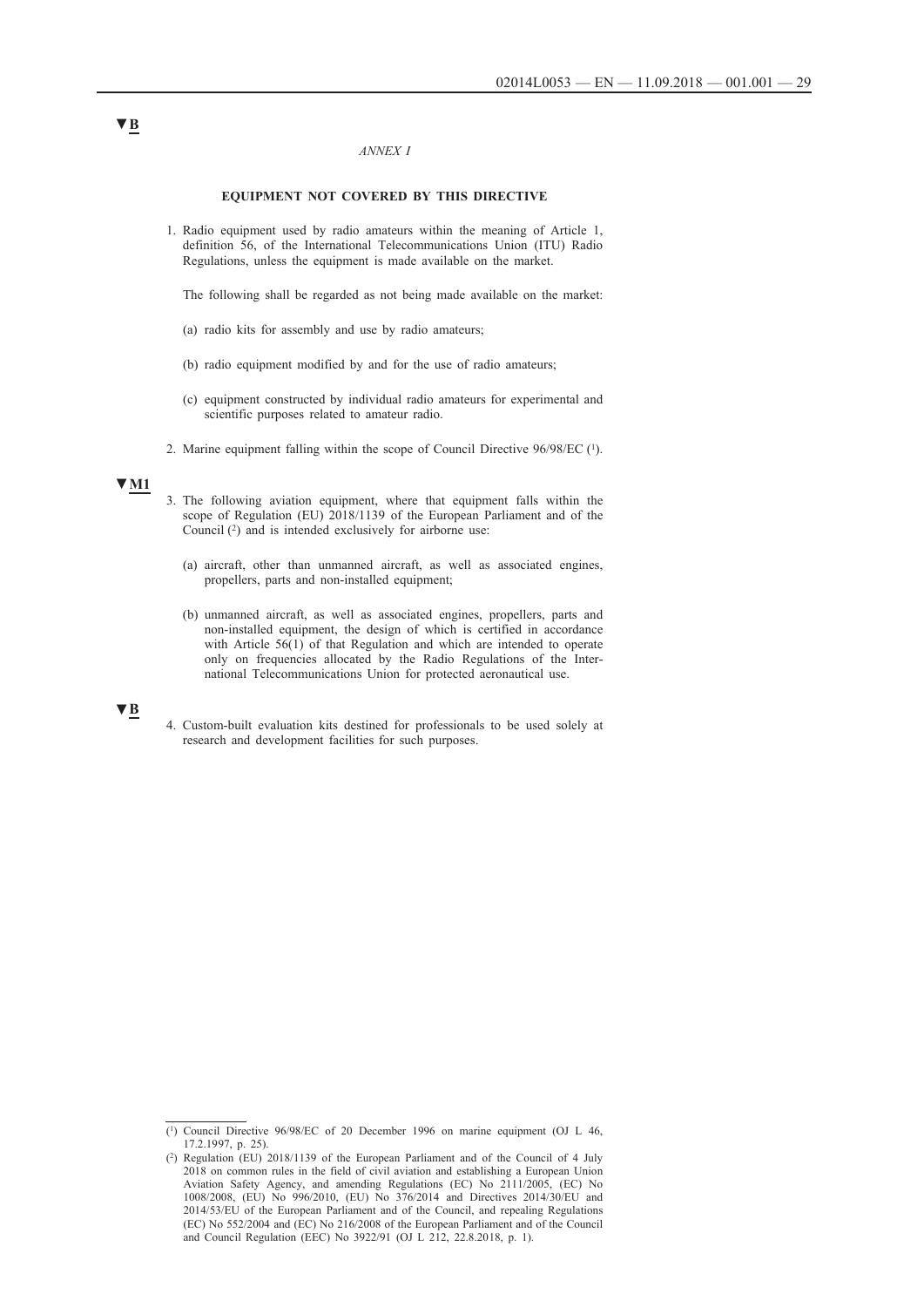▼B

*ANNEX I*

**EQUIPMENT NOT COVERED BY THIS DIRECTIVE**

1. Radio equipment used by radio amateurs within the meaning of Article 1, definition 56, of the International Telecommunications Union (ITU) Radio Regulations, unless the equipment is made available on the market.

   The following shall be regarded as not being made available on the market:

   (a) radio kits for assembly and use by radio amateurs;

   (b) radio equipment modified by and for the use of radio amateurs;

   (c) equipment constructed by individual radio amateurs for experimental and scientific purposes related to amateur radio.

2. Marine equipment falling within the scope of Council Directive 96/98/EC [1].

▼M1

3. The following aviation equipment, where that equipment falls within the scope of Regulation (EU) 2018/1139 of the European Parliament and of the Council [2] and is intended exclusively for airborne use:

   (a) aircraft, other than unmanned aircraft, as well as associated engines, propellers, parts and non-installed equipment;

   (b) unmanned aircraft, as well as associated engines, propellers, parts and non-installed equipment, the design of which is certified in accordance with Article 56(1) of that Regulation and which are intended to operate only on frequencies allocated by the Radio Regulations of the International Telecommunications Union for protected aeronautical use.

▼B

4. Custom-built evaluation kits destined for professionals to be used solely at research and development facilities for such purposes.

---

[1] Council Directive 96/98/EC of 20 December 1996 on marine equipment (OJ L 46, 17.2.1997, p. 25).

[2] Regulation (EU) 2018/1139 of the European Parliament and of the Council of 4 July 2018 on common rules in the field of civil aviation and establishing a European Union Aviation Safety Agency, and amending Regulations (EC) No 2111/2005, (EC) No 1008/2008, (EU) No 996/2010, (EU) No 376/2014 and Directives 2014/30/EU and 2014/53/EU of the European Parliament and of the Council, and repealing Regulations (EC) No 552/2004 and (EC) No 216/2008 of the European Parliament and of the Council and Council Regulation (EEC) No 3922/91 (OJ L 212, 22.8.2018, p. 1).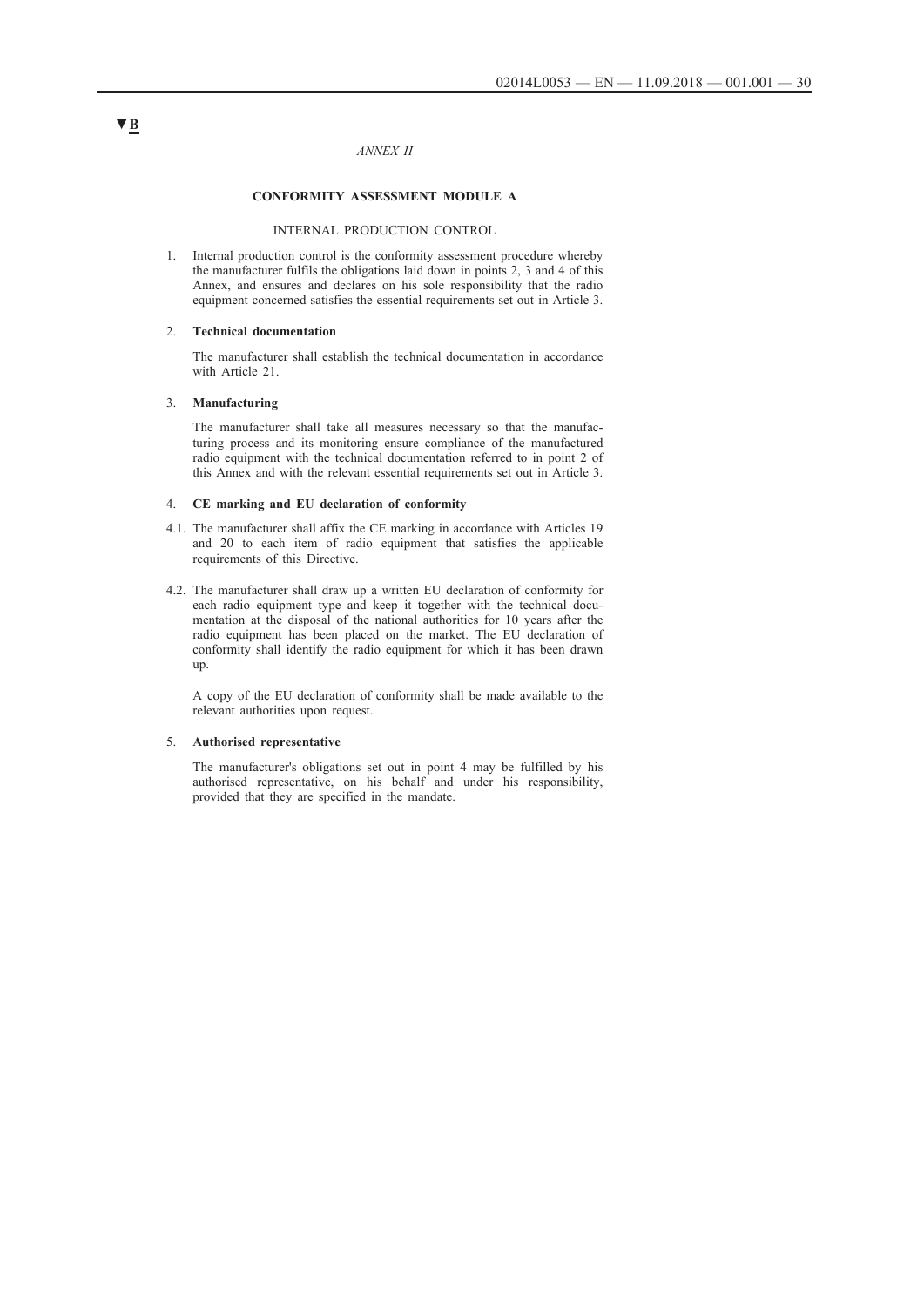▼B

*ANNEX II*

**CONFORMITY ASSESSMENT MODULE A**

INTERNAL PRODUCTION CONTROL

1. Internal production control is the conformity assessment procedure whereby the manufacturer fulfils the obligations laid down in points 2, 3 and 4 of this Annex, and ensures and declares on his sole responsibility that the radio equipment concerned satisfies the essential requirements set out in Article 3.

2. **Technical documentation**

   The manufacturer shall establish the technical documentation in accordance with Article 21.

3. **Manufacturing**

   The manufacturer shall take all measures necessary so that the manufacturing process and its monitoring ensure compliance of the manufactured radio equipment with the technical documentation referred to in point 2 of this Annex and with the relevant essential requirements set out in Article 3.

4. **CE marking and EU declaration of conformity**

4.1. The manufacturer shall affix the CE marking in accordance with Articles 19 and 20 to each item of radio equipment that satisfies the applicable requirements of this Directive.

4.2. The manufacturer shall draw up a written EU declaration of conformity for each radio equipment type and keep it together with the technical documentation at the disposal of the national authorities for 10 years after the radio equipment has been placed on the market. The EU declaration of conformity shall identify the radio equipment for which it has been drawn up.

   A copy of the EU declaration of conformity shall be made available to the relevant authorities upon request.

5. **Authorised representative**

   The manufacturer's obligations set out in point 4 may be fulfilled by his authorised representative, on his behalf and under his responsibility, provided that they are specified in the mandate.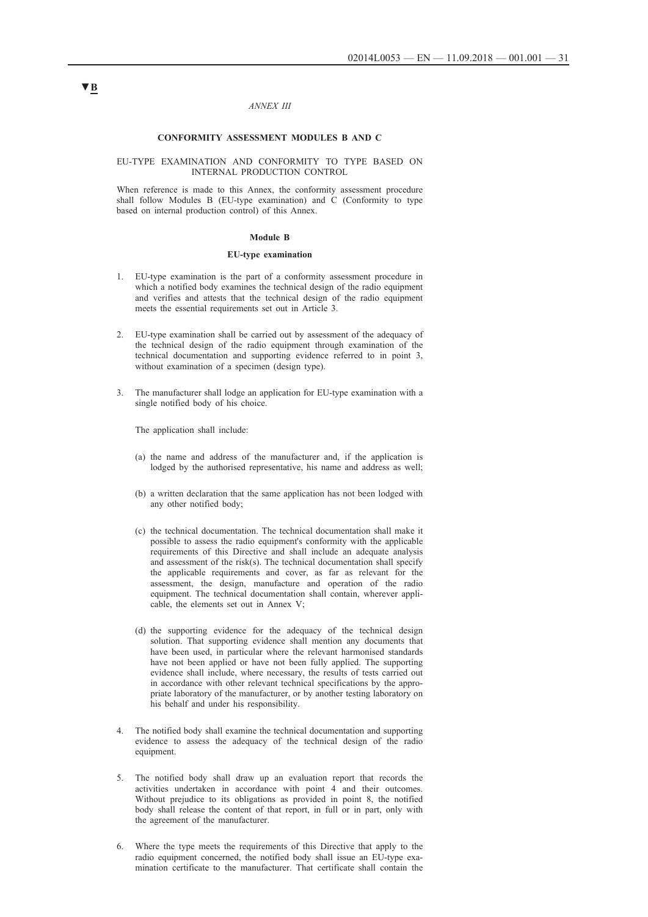▼B

*ANNEX III*

## CONFORMITY ASSESSMENT MODULES B AND C

EU-TYPE EXAMINATION AND CONFORMITY TO TYPE BASED ON INTERNAL PRODUCTION CONTROL

When reference is made to this Annex, the conformity assessment procedure shall follow Modules B (EU-type examination) and C (Conformity to type based on internal production control) of this Annex.

### Module B

### EU-type examination

1. EU-type examination is the part of a conformity assessment procedure in which a notified body examines the technical design of the radio equipment and verifies and attests that the technical design of the radio equipment meets the essential requirements set out in Article 3.

2. EU-type examination shall be carried out by assessment of the adequacy of the technical design of the radio equipment through examination of the technical documentation and supporting evidence referred to in point 3, without examination of a specimen (design type).

3. The manufacturer shall lodge an application for EU-type examination with a single notified body of his choice.

   The application shall include:

   (a) the name and address of the manufacturer and, if the application is lodged by the authorised representative, his name and address as well;

   (b) a written declaration that the same application has not been lodged with any other notified body;

   (c) the technical documentation. The technical documentation shall make it possible to assess the radio equipment's conformity with the applicable requirements of this Directive and shall include an adequate analysis and assessment of the risk(s). The technical documentation shall specify the applicable requirements and cover, as far as relevant for the assessment, the design, manufacture and operation of the radio equipment. The technical documentation shall contain, wherever applicable, the elements set out in Annex V;

   (d) the supporting evidence for the adequacy of the technical design solution. That supporting evidence shall mention any documents that have been used, in particular where the relevant harmonised standards have not been applied or have not been fully applied. The supporting evidence shall include, where necessary, the results of tests carried out in accordance with other relevant technical specifications by the appropriate laboratory of the manufacturer, or by another testing laboratory on his behalf and under his responsibility.

4. The notified body shall examine the technical documentation and supporting evidence to assess the adequacy of the technical design of the radio equipment.

5. The notified body shall draw up an evaluation report that records the activities undertaken in accordance with point 4 and their outcomes. Without prejudice to its obligations as provided in point 8, the notified body shall release the content of that report, in full or in part, only with the agreement of the manufacturer.

6. Where the type meets the requirements of this Directive that apply to the radio equipment concerned, the notified body shall issue an EU-type examination certificate to the manufacturer. That certificate shall contain the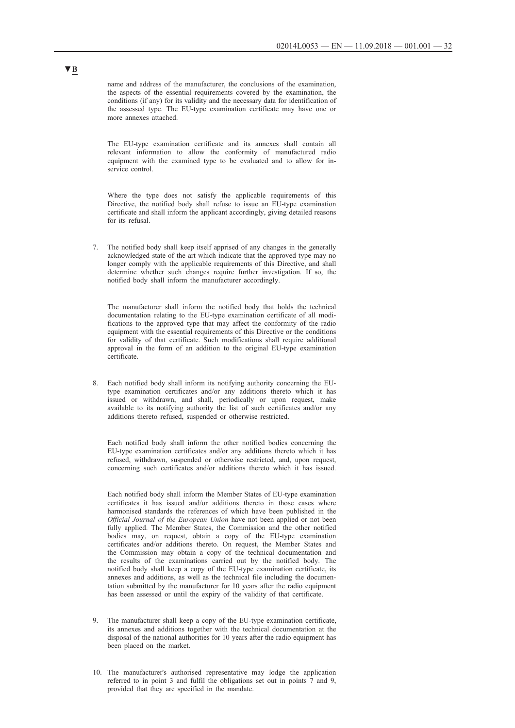▼B

name and address of the manufacturer, the conclusions of the examination, the aspects of the essential requirements covered by the examination, the conditions (if any) for its validity and the necessary data for identification of the assessed type. The EU-type examination certificate may have one or more annexes attached.

The EU-type examination certificate and its annexes shall contain all relevant information to allow the conformity of manufactured radio equipment with the examined type to be evaluated and to allow for in-service control.

Where the type does not satisfy the applicable requirements of this Directive, the notified body shall refuse to issue an EU-type examination certificate and shall inform the applicant accordingly, giving detailed reasons for its refusal.

7. The notified body shall keep itself apprised of any changes in the generally acknowledged state of the art which indicate that the approved type may no longer comply with the applicable requirements of this Directive, and shall determine whether such changes require further investigation. If so, the notified body shall inform the manufacturer accordingly.

   The manufacturer shall inform the notified body that holds the technical documentation relating to the EU-type examination certificate of all modifications to the approved type that may affect the conformity of the radio equipment with the essential requirements of this Directive or the conditions for validity of that certificate. Such modifications shall require additional approval in the form of an addition to the original EU-type examination certificate.

8. Each notified body shall inform its notifying authority concerning the EU-type examination certificates and/or any additions thereto which it has issued or withdrawn, and shall, periodically or upon request, make available to its notifying authority the list of such certificates and/or any additions thereto refused, suspended or otherwise restricted.

   Each notified body shall inform the other notified bodies concerning the EU-type examination certificates and/or any additions thereto which it has refused, withdrawn, suspended or otherwise restricted, and, upon request, concerning such certificates and/or additions thereto which it has issued.

   Each notified body shall inform the Member States of EU-type examination certificates it has issued and/or additions thereto in those cases where harmonised standards the references of which have been published in the *Official Journal of the European Union* have not been applied or not been fully applied. The Member States, the Commission and the other notified bodies may, on request, obtain a copy of the EU-type examination certificates and/or additions thereto. On request, the Member States and the Commission may obtain a copy of the technical documentation and the results of the examinations carried out by the notified body. The notified body shall keep a copy of the EU-type examination certificate, its annexes and additions, as well as the technical file including the documentation submitted by the manufacturer for 10 years after the radio equipment has been assessed or until the expiry of the validity of that certificate.

9. The manufacturer shall keep a copy of the EU-type examination certificate, its annexes and additions together with the technical documentation at the disposal of the national authorities for 10 years after the radio equipment has been placed on the market.

10. The manufacturer's authorised representative may lodge the application referred to in point 3 and fulfil the obligations set out in points 7 and 9, provided that they are specified in the mandate.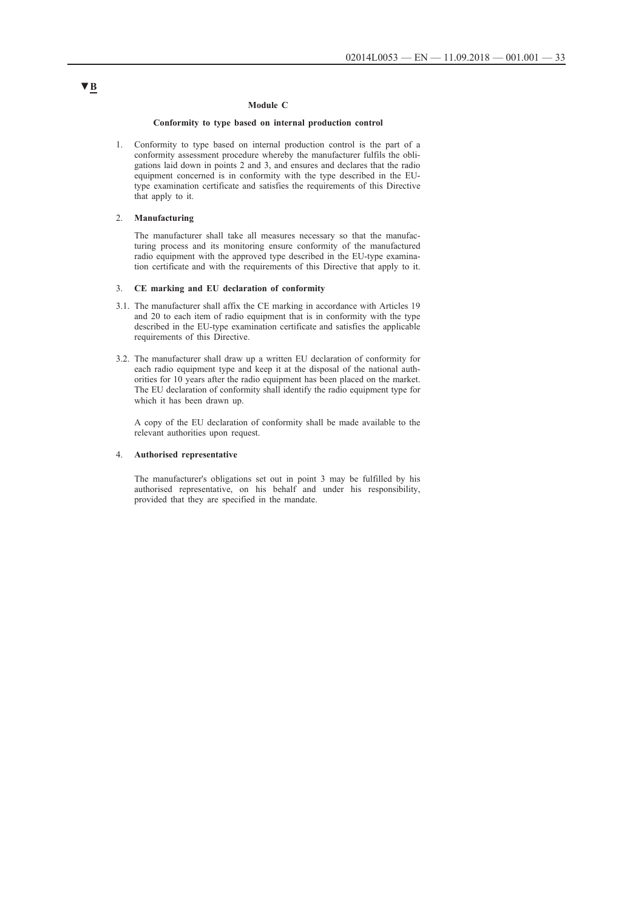▼B

## Module C

### Conformity to type based on internal production control

1. Conformity to type based on internal production control is the part of a conformity assessment procedure whereby the manufacturer fulfils the obligations laid down in points 2 and 3, and ensures and declares that the radio equipment concerned is in conformity with the type described in the EU-type examination certificate and satisfies the requirements of this Directive that apply to it.

2. **Manufacturing**

   The manufacturer shall take all measures necessary so that the manufacturing process and its monitoring ensure conformity of the manufactured radio equipment with the approved type described in the EU-type examination certificate and with the requirements of this Directive that apply to it.

3. **CE marking and EU declaration of conformity**

3.1. The manufacturer shall affix the CE marking in accordance with Articles 19 and 20 to each item of radio equipment that is in conformity with the type described in the EU-type examination certificate and satisfies the applicable requirements of this Directive.

3.2. The manufacturer shall draw up a written EU declaration of conformity for each radio equipment type and keep it at the disposal of the national authorities for 10 years after the radio equipment has been placed on the market. The EU declaration of conformity shall identify the radio equipment type for which it has been drawn up.

   A copy of the EU declaration of conformity shall be made available to the relevant authorities upon request.

4. **Authorised representative**

   The manufacturer's obligations set out in point 3 may be fulfilled by his authorised representative, on his behalf and under his responsibility, provided that they are specified in the mandate.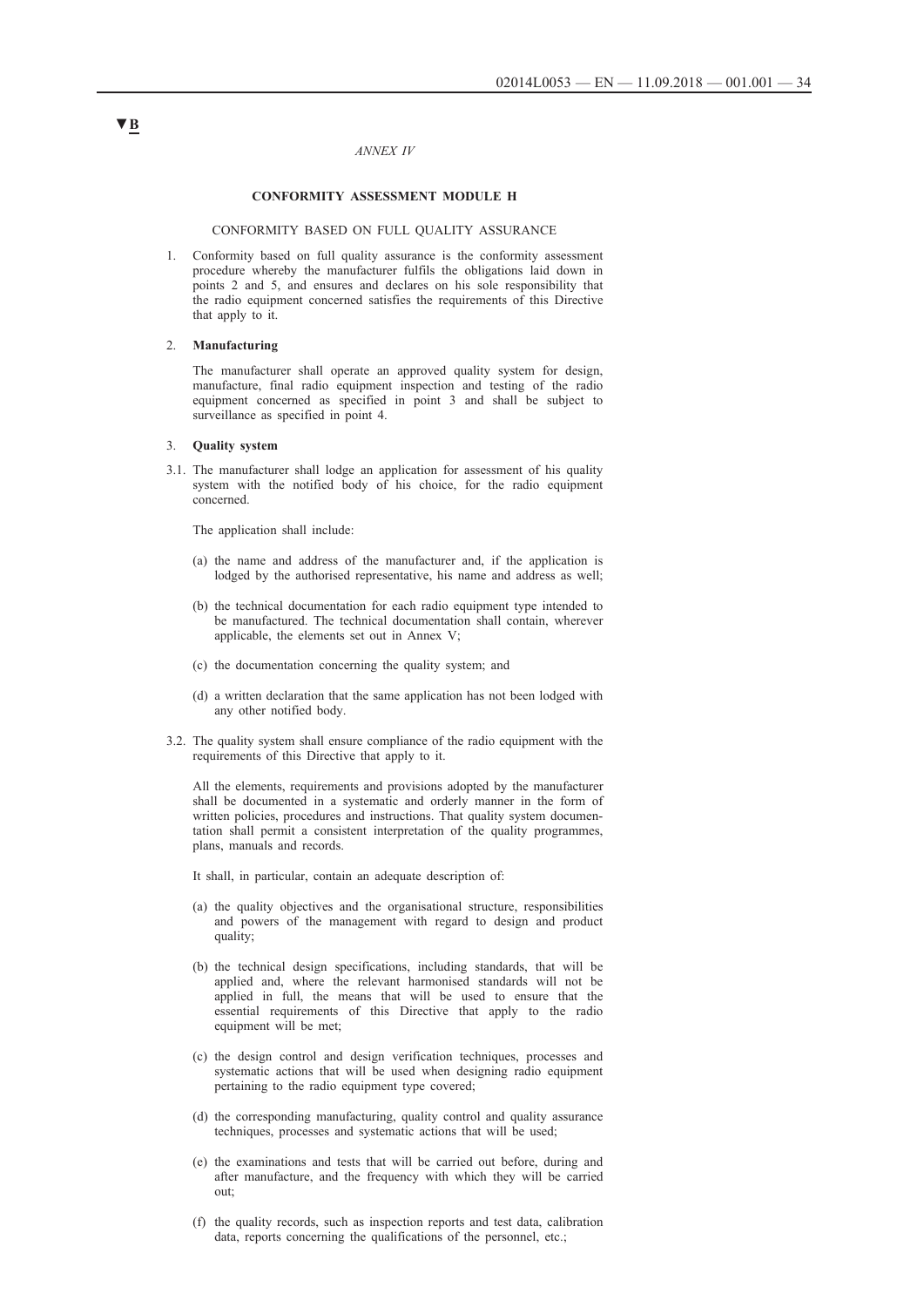▼B

*ANNEX IV*

**CONFORMITY ASSESSMENT MODULE H**

CONFORMITY BASED ON FULL QUALITY ASSURANCE

1. Conformity based on full quality assurance is the conformity assessment procedure whereby the manufacturer fulfils the obligations laid down in points 2 and 5, and ensures and declares on his sole responsibility that the radio equipment concerned satisfies the requirements of this Directive that apply to it.

2. **Manufacturing**

   The manufacturer shall operate an approved quality system for design, manufacture, final radio equipment inspection and testing of the radio equipment concerned as specified in point 3 and shall be subject to surveillance as specified in point 4.

3. **Quality system**

3.1. The manufacturer shall lodge an application for assessment of his quality system with the notified body of his choice, for the radio equipment concerned.

   The application shall include:

   (a) the name and address of the manufacturer and, if the application is lodged by the authorised representative, his name and address as well;

   (b) the technical documentation for each radio equipment type intended to be manufactured. The technical documentation shall contain, wherever applicable, the elements set out in Annex V;

   (c) the documentation concerning the quality system; and

   (d) a written declaration that the same application has not been lodged with any other notified body.

3.2. The quality system shall ensure compliance of the radio equipment with the requirements of this Directive that apply to it.

   All the elements, requirements and provisions adopted by the manufacturer shall be documented in a systematic and orderly manner in the form of written policies, procedures and instructions. That quality system documentation shall permit a consistent interpretation of the quality programmes, plans, manuals and records.

   It shall, in particular, contain an adequate description of:

   (a) the quality objectives and the organisational structure, responsibilities and powers of the management with regard to design and product quality;

   (b) the technical design specifications, including standards, that will be applied and, where the relevant harmonised standards will not be applied in full, the means that will be used to ensure that the essential requirements of this Directive that apply to the radio equipment will be met;

   (c) the design control and design verification techniques, processes and systematic actions that will be used when designing radio equipment pertaining to the radio equipment type covered;

   (d) the corresponding manufacturing, quality control and quality assurance techniques, processes and systematic actions that will be used;

   (e) the examinations and tests that will be carried out before, during and after manufacture, and the frequency with which they will be carried out;

   (f) the quality records, such as inspection reports and test data, calibration data, reports concerning the qualifications of the personnel, etc.;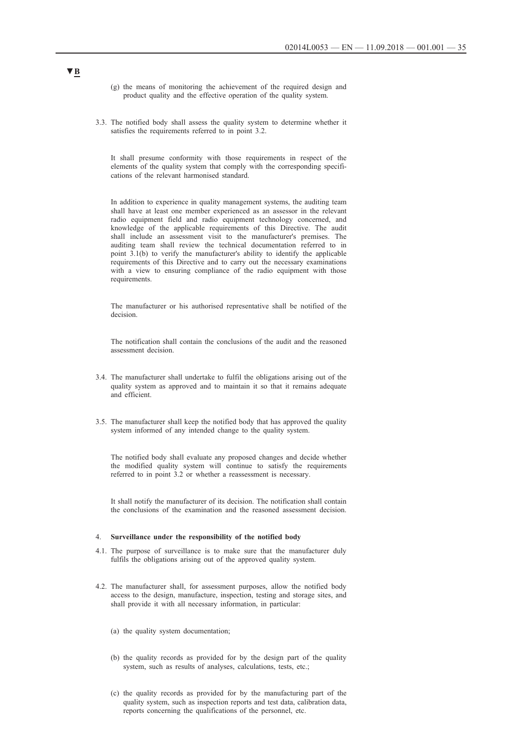▼B

(g) the means of monitoring the achievement of the required design and product quality and the effective operation of the quality system.

3.3. The notified body shall assess the quality system to determine whether it satisfies the requirements referred to in point 3.2.

It shall presume conformity with those requirements in respect of the elements of the quality system that comply with the corresponding specifications of the relevant harmonised standard.

In addition to experience in quality management systems, the auditing team shall have at least one member experienced as an assessor in the relevant radio equipment field and radio equipment technology concerned, and knowledge of the applicable requirements of this Directive. The audit shall include an assessment visit to the manufacturer's premises. The auditing team shall review the technical documentation referred to in point 3.1(b) to verify the manufacturer's ability to identify the applicable requirements of this Directive and to carry out the necessary examinations with a view to ensuring compliance of the radio equipment with those requirements.

The manufacturer or his authorised representative shall be notified of the decision.

The notification shall contain the conclusions of the audit and the reasoned assessment decision.

3.4. The manufacturer shall undertake to fulfil the obligations arising out of the quality system as approved and to maintain it so that it remains adequate and efficient.

3.5. The manufacturer shall keep the notified body that has approved the quality system informed of any intended change to the quality system.

The notified body shall evaluate any proposed changes and decide whether the modified quality system will continue to satisfy the requirements referred to in point 3.2 or whether a reassessment is necessary.

It shall notify the manufacturer of its decision. The notification shall contain the conclusions of the examination and the reasoned assessment decision.

4. **Surveillance under the responsibility of the notified body**

4.1. The purpose of surveillance is to make sure that the manufacturer duly fulfils the obligations arising out of the approved quality system.

4.2. The manufacturer shall, for assessment purposes, allow the notified body access to the design, manufacture, inspection, testing and storage sites, and shall provide it with all necessary information, in particular:

(a) the quality system documentation;

(b) the quality records as provided for by the design part of the quality system, such as results of analyses, calculations, tests, etc.;

(c) the quality records as provided for by the manufacturing part of the quality system, such as inspection reports and test data, calibration data, reports concerning the qualifications of the personnel, etc.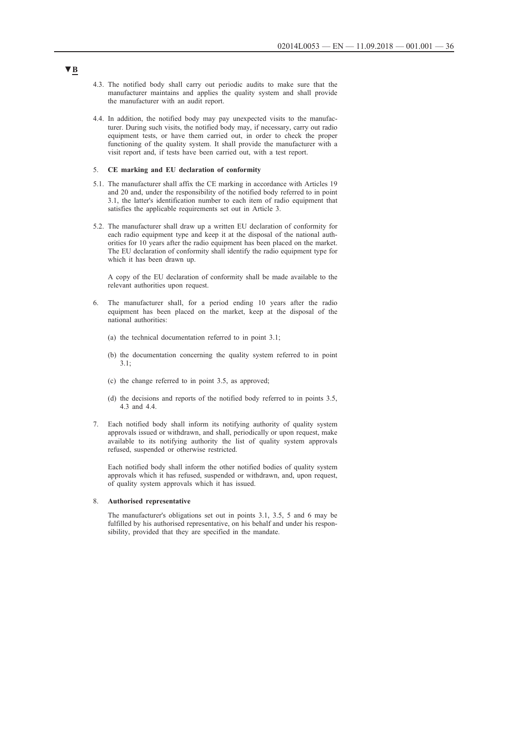▼B

4.3. The notified body shall carry out periodic audits to make sure that the manufacturer maintains and applies the quality system and shall provide the manufacturer with an audit report.

4.4. In addition, the notified body may pay unexpected visits to the manufacturer. During such visits, the notified body may, if necessary, carry out radio equipment tests, or have them carried out, in order to check the proper functioning of the quality system. It shall provide the manufacturer with a visit report and, if tests have been carried out, with a test report.

5. **CE marking and EU declaration of conformity**

5.1. The manufacturer shall affix the CE marking in accordance with Articles 19 and 20 and, under the responsibility of the notified body referred to in point 3.1, the latter's identification number to each item of radio equipment that satisfies the applicable requirements set out in Article 3.

5.2. The manufacturer shall draw up a written EU declaration of conformity for each radio equipment type and keep it at the disposal of the national authorities for 10 years after the radio equipment has been placed on the market. The EU declaration of conformity shall identify the radio equipment type for which it has been drawn up.

A copy of the EU declaration of conformity shall be made available to the relevant authorities upon request.

6. The manufacturer shall, for a period ending 10 years after the radio equipment has been placed on the market, keep at the disposal of the national authorities:

(a) the technical documentation referred to in point 3.1;

(b) the documentation concerning the quality system referred to in point 3.1;

(c) the change referred to in point 3.5, as approved;

(d) the decisions and reports of the notified body referred to in points 3.5, 4.3 and 4.4.

7. Each notified body shall inform its notifying authority of quality system approvals issued or withdrawn, and shall, periodically or upon request, make available to its notifying authority the list of quality system approvals refused, suspended or otherwise restricted.

Each notified body shall inform the other notified bodies of quality system approvals which it has refused, suspended or withdrawn, and, upon request, of quality system approvals which it has issued.

8. **Authorised representative**

The manufacturer's obligations set out in points 3.1, 3.5, 5 and 6 may be fulfilled by his authorised representative, on his behalf and under his responsibility, provided that they are specified in the mandate.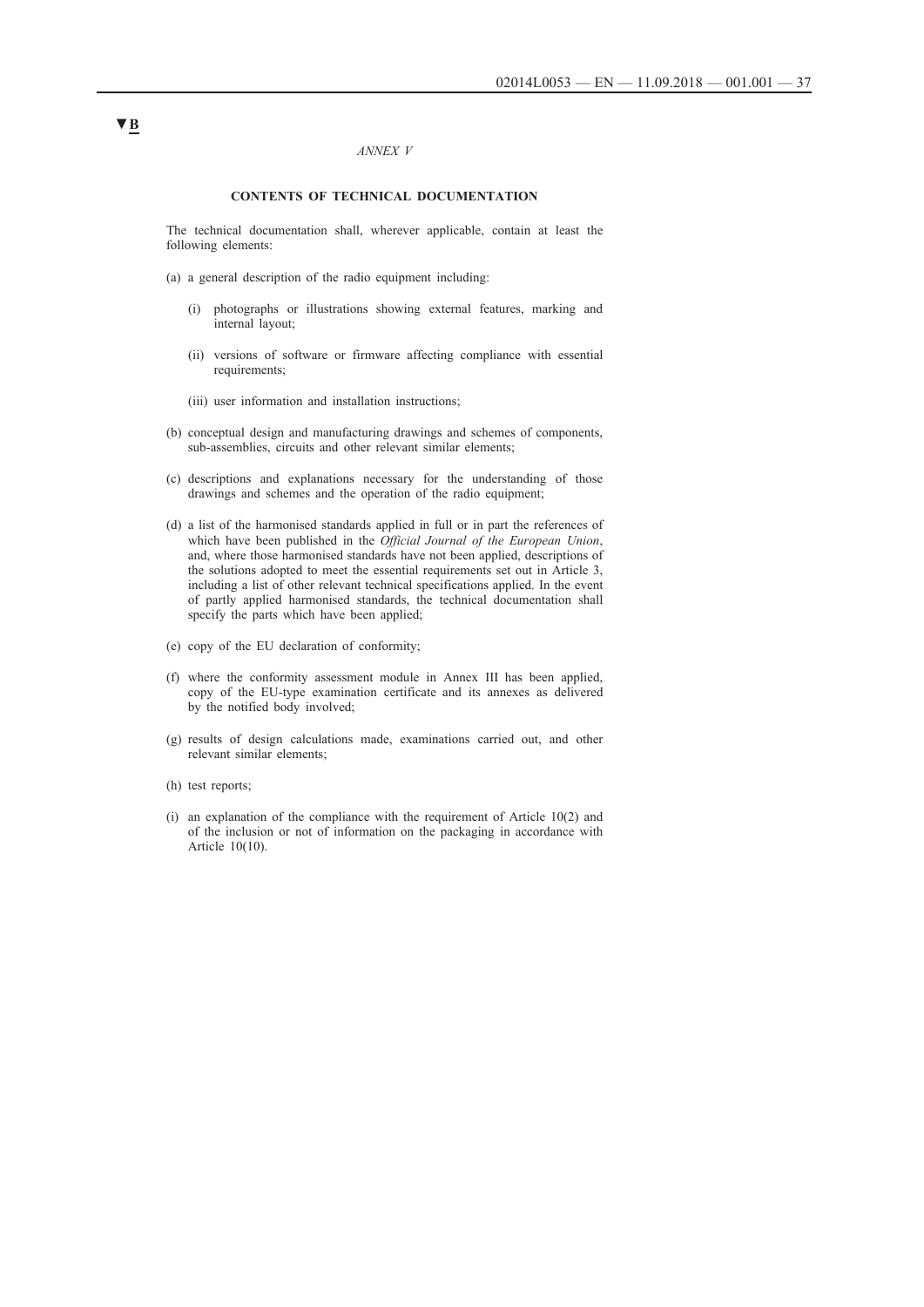▼B

*ANNEX V*

## CONTENTS OF TECHNICAL DOCUMENTATION

The technical documentation shall, wherever applicable, contain at least the following elements:

(a) a general description of the radio equipment including:

  (i) photographs or illustrations showing external features, marking and internal layout;

  (ii) versions of software or firmware affecting compliance with essential requirements;

  (iii) user information and installation instructions;

(b) conceptual design and manufacturing drawings and schemes of components, sub-assemblies, circuits and other relevant similar elements;

(c) descriptions and explanations necessary for the understanding of those drawings and schemes and the operation of the radio equipment;

(d) a list of the harmonised standards applied in full or in part the references of which have been published in the *Official Journal of the European Union*, and, where those harmonised standards have not been applied, descriptions of the solutions adopted to meet the essential requirements set out in Article 3, including a list of other relevant technical specifications applied. In the event of partly applied harmonised standards, the technical documentation shall specify the parts which have been applied;

(e) copy of the EU declaration of conformity;

(f) where the conformity assessment module in Annex III has been applied, copy of the EU-type examination certificate and its annexes as delivered by the notified body involved;

(g) results of design calculations made, examinations carried out, and other relevant similar elements;

(h) test reports;

(i) an explanation of the compliance with the requirement of Article 10(2) and of the inclusion or not of information on the packaging in accordance with Article 10(10).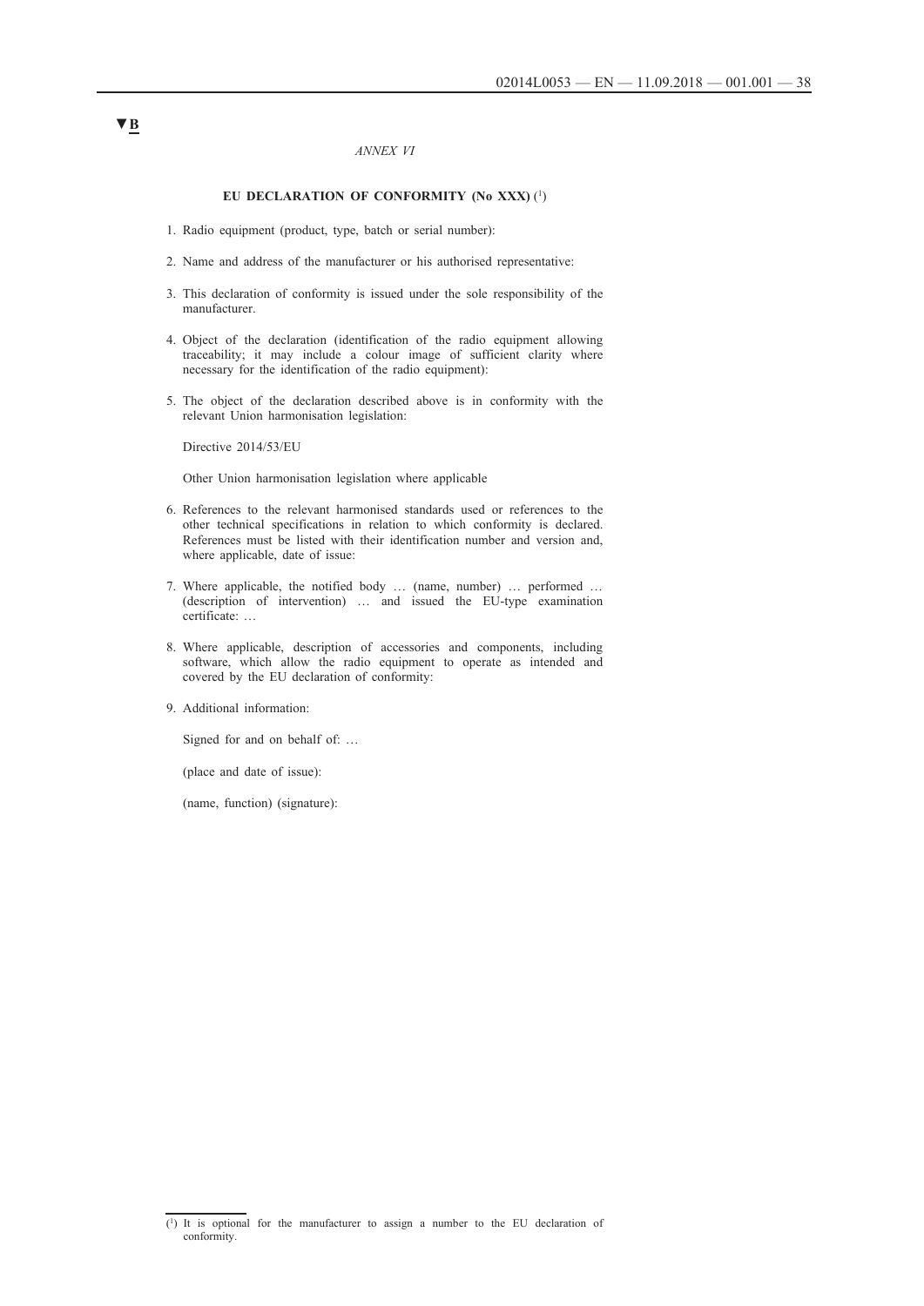▼B

*ANNEX VI*

**EU DECLARATION OF CONFORMITY (No XXX)** [1]

1. Radio equipment (product, type, batch or serial number):

2. Name and address of the manufacturer or his authorised representative:

3. This declaration of conformity is issued under the sole responsibility of the manufacturer.

4. Object of the declaration (identification of the radio equipment allowing traceability; it may include a colour image of sufficient clarity where necessary for the identification of the radio equipment):

5. The object of the declaration described above is in conformity with the relevant Union harmonisation legislation:

   Directive 2014/53/EU

   Other Union harmonisation legislation where applicable

6. References to the relevant harmonised standards used or references to the other technical specifications in relation to which conformity is declared. References must be listed with their identification number and version and, where applicable, date of issue:

7. Where applicable, the notified body … (name, number) … performed … (description of intervention) … and issued the EU-type examination certificate: …

8. Where applicable, description of accessories and components, including software, which allow the radio equipment to operate as intended and covered by the EU declaration of conformity:

9. Additional information:

   Signed for and on behalf of: …

   (place and date of issue):

   (name, function) (signature):

---

[1] It is optional for the manufacturer to assign a number to the EU declaration of conformity.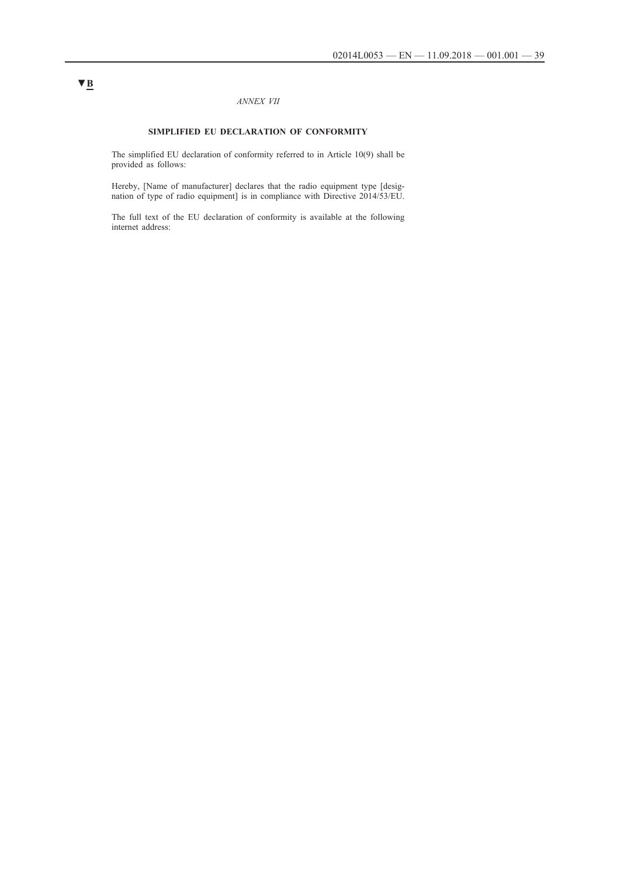▼B

*ANNEX VII*

## SIMPLIFIED EU DECLARATION OF CONFORMITY

The simplified EU declaration of conformity referred to in Article 10(9) shall be provided as follows:

Hereby, [Name of manufacturer] declares that the radio equipment type [designation of type of radio equipment] is in compliance with Directive 2014/53/EU.

The full text of the EU declaration of conformity is available at the following internet address: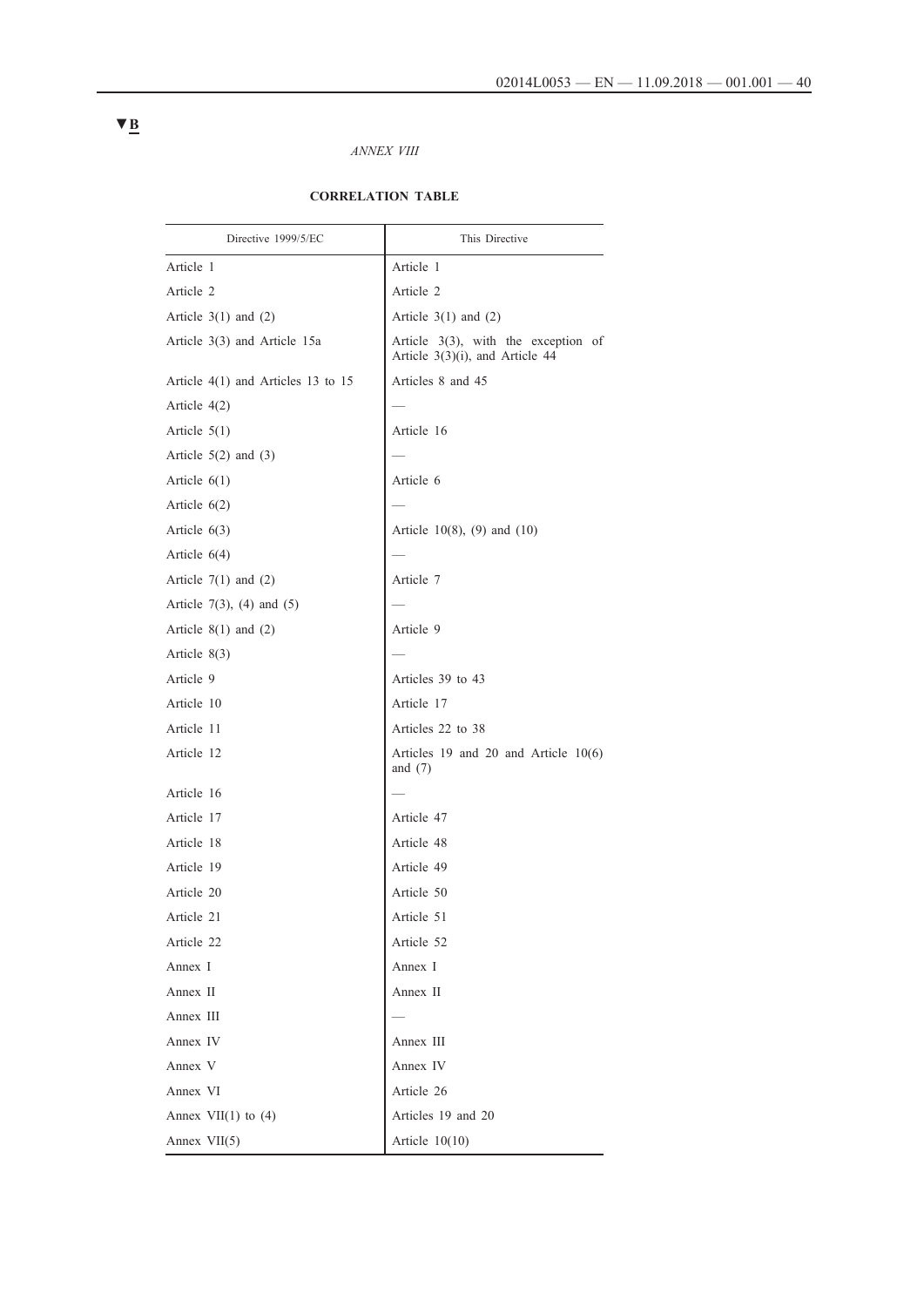▼B

*ANNEX VIII*

**CORRELATION TABLE**

| Directive 1999/5/EC | This Directive |
|---|---|
| Article 1 | Article 1 |
| Article 2 | Article 2 |
| Article 3(1) and (2) | Article 3(1) and (2) |
| Article 3(3) and Article 15a | Article 3(3), with the exception of Article 3(3)(i), and Article 44 |
| Article 4(1) and Articles 13 to 15 | Articles 8 and 45 |
| Article 4(2) | — |
| Article 5(1) | Article 16 |
| Article 5(2) and (3) | — |
| Article 6(1) | Article 6 |
| Article 6(2) | — |
| Article 6(3) | Article 10(8), (9) and (10) |
| Article 6(4) | — |
| Article 7(1) and (2) | Article 7 |
| Article 7(3), (4) and (5) | — |
| Article 8(1) and (2) | Article 9 |
| Article 8(3) | — |
| Article 9 | Articles 39 to 43 |
| Article 10 | Article 17 |
| Article 11 | Articles 22 to 38 |
| Article 12 | Articles 19 and 20 and Article 10(6) and (7) |
| Article 16 | — |
| Article 17 | Article 47 |
| Article 18 | Article 48 |
| Article 19 | Article 49 |
| Article 20 | Article 50 |
| Article 21 | Article 51 |
| Article 22 | Article 52 |
| Annex I | Annex I |
| Annex II | Annex II |
| Annex III | — |
| Annex IV | Annex III |
| Annex V | Annex IV |
| Annex VI | Article 26 |
| Annex VII(1) to (4) | Articles 19 and 20 |
| Annex VII(5) | Article 10(10) |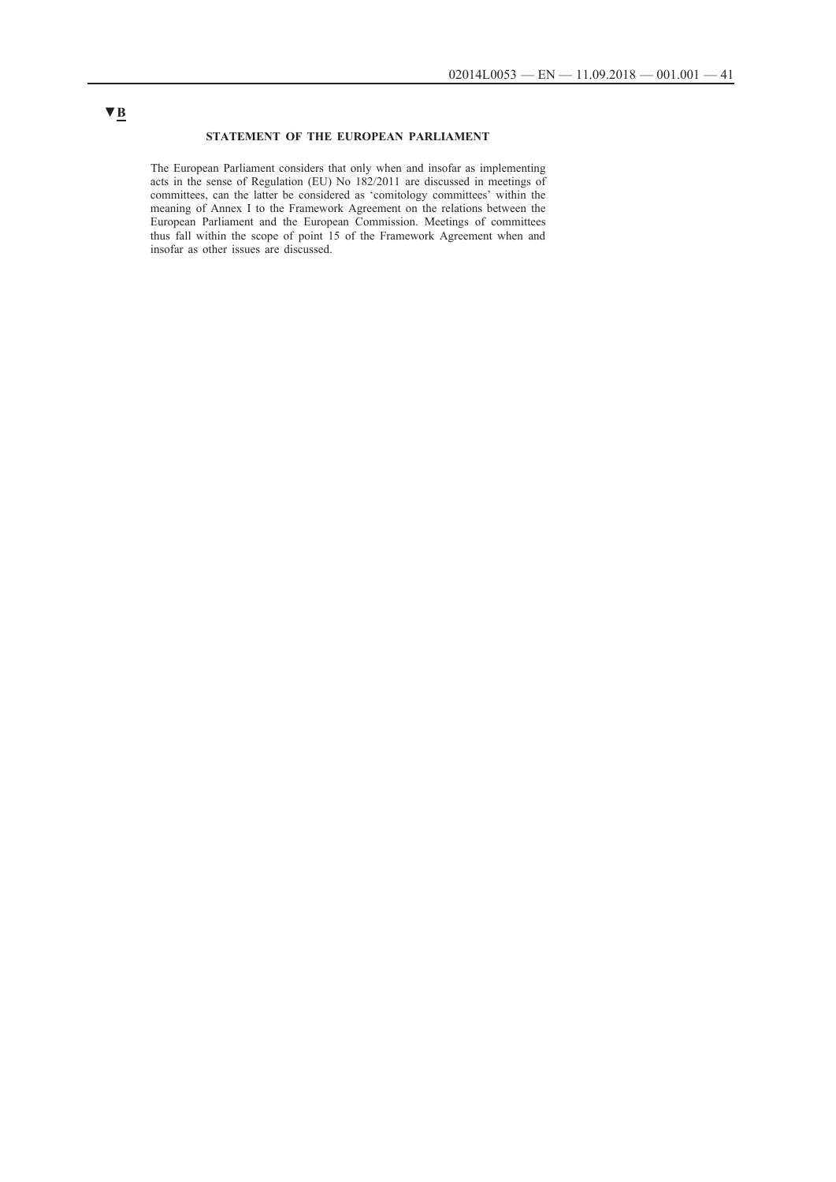▼B

### STATEMENT OF THE EUROPEAN PARLIAMENT

The European Parliament considers that only when and insofar as implementing acts in the sense of Regulation (EU) No 182/2011 are discussed in meetings of committees, can the latter be considered as 'comitology committees' within the meaning of Annex I to the Framework Agreement on the relations between the European Parliament and the European Commission. Meetings of committees thus fall within the scope of point 15 of the Framework Agreement when and insofar as other issues are discussed.